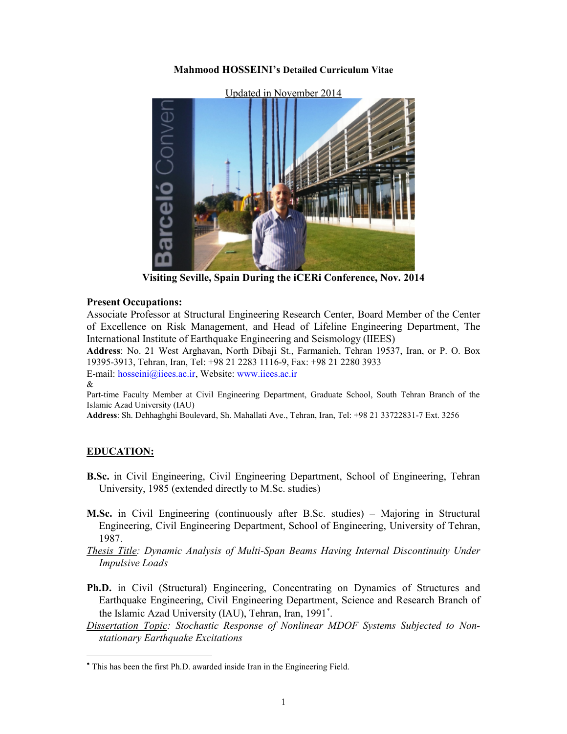**Mahmood HOSSEINI's Detailed Curriculum Vitae**

Updated in November 2014

**Visiting Seville, Spain During the iCERi Conference, Nov. 2014**

**Present Occupations:**

Associate Professor at Structural Engineering Research Center, Board Member of the Center of Excellence on Risk Management, and Head of Lifeline Engineering Department, The International Institute of Earthquake Engineering and Seismology (IIEES)

**Address**: No. 21 West Arghavan, North Dibaji St., Farmanieh, Tehran 19537, Iran, or P. O. Box 19395-3913, Tehran, Iran, Tel: +98 21 2283 1116-9, Fax: +98 21 2280 3933

E-mail: hosseini@iiees.ac.ir, Website: www.iiees.ac.ir

&

Part-time Faculty Member at Civil Engineering Department, Graduate School, South Tehran Branch of the Islamic Azad University (IAU)

**Address**: Sh. Dehhaghghi Boulevard, Sh. Mahallati Ave., Tehran, Iran, Tel: +98 21 33722831-7 Ext. 3256

## EDUCATION:

**B.Sc.** in Civil Engineering, Civil Engineering Department, School of Engineering, Tehran University, 1985 (extended directly to M.Sc. studies)

**M.Sc.** in Civil Engineering (continuously after B.Sc. studies) – Majoring in Structural Engineering, Civil Engineering Department, School of Engineering, University of Tehran, 1987.

*Thesis Title: Dynamic Analysis of Multi-Span Beams Having Internal Discontinuity Under Impulsive Loads*

**Ph.D.** in Civil (Structural) Engineering, Concentrating on Dynamics of Structures and Earthquake Engineering, Civil Engineering Department, Science and Research Branch of the Islamic Azad University (IAU), Tehran, Iran, 1991[*].

*Dissertation Topic: Stochastic Response of Nonlinear MDOF Systems Subjected to Non-stationary Earthquake Excitations*

---

[*] This has been the first Ph.D. awarded inside Iran in the Engineering Field.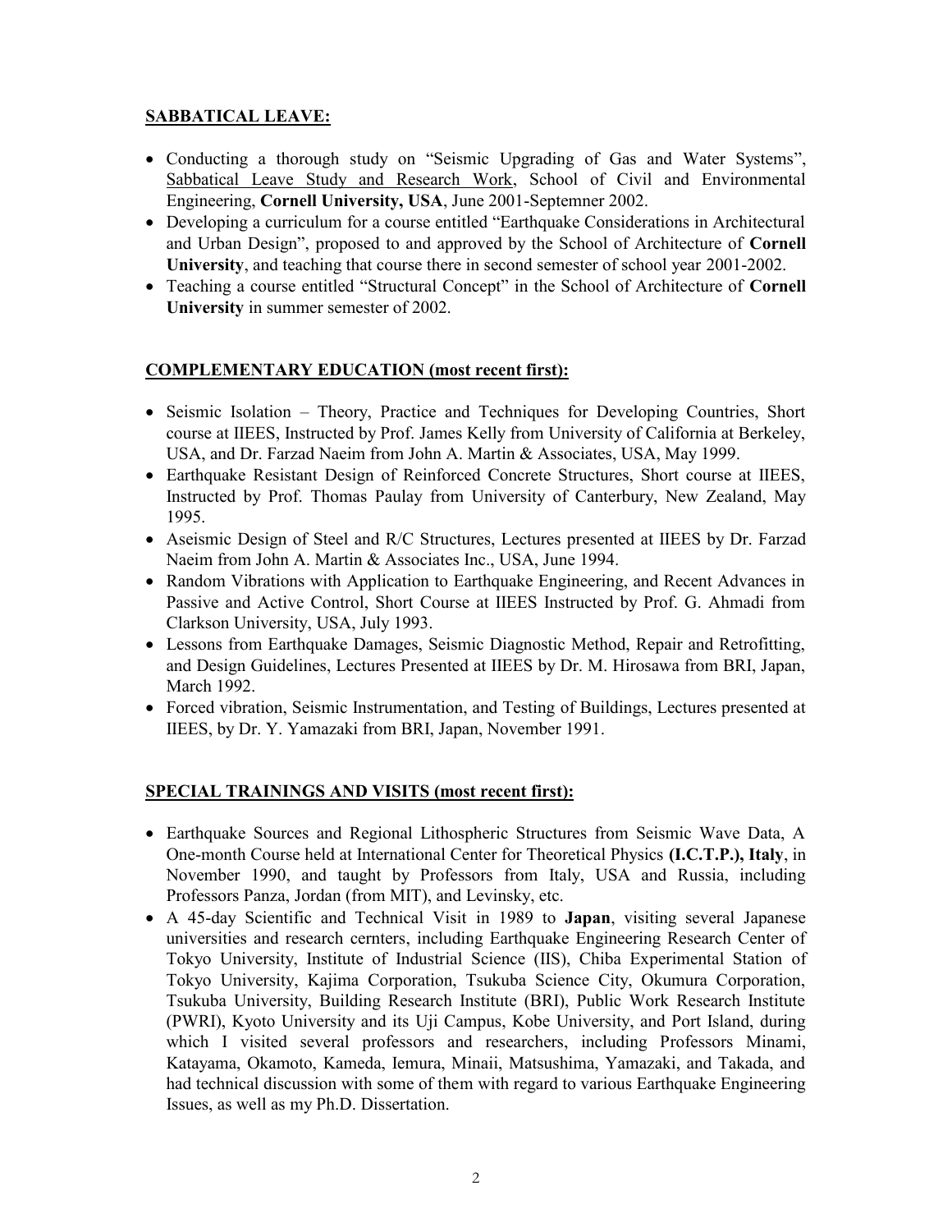## SABBATICAL LEAVE:

- Conducting a thorough study on "Seismic Upgrading of Gas and Water Systems", Sabbatical Leave Study and Research Work, School of Civil and Environmental Engineering, **Cornell University, USA**, June 2001-Septemner 2002.
- Developing a curriculum for a course entitled "Earthquake Considerations in Architectural and Urban Design", proposed to and approved by the School of Architecture of **Cornell University**, and teaching that course there in second semester of school year 2001-2002.
- Teaching a course entitled "Structural Concept" in the School of Architecture of **Cornell University** in summer semester of 2002.

## COMPLEMENTARY EDUCATION (most recent first):

- Seismic Isolation – Theory, Practice and Techniques for Developing Countries, Short course at IIEES, Instructed by Prof. James Kelly from University of California at Berkeley, USA, and Dr. Farzad Naeim from John A. Martin & Associates, USA, May 1999.
- Earthquake Resistant Design of Reinforced Concrete Structures, Short course at IIEES, Instructed by Prof. Thomas Paulay from University of Canterbury, New Zealand, May 1995.
- Aseismic Design of Steel and R/C Structures, Lectures presented at IIEES by Dr. Farzad Naeim from John A. Martin & Associates Inc., USA, June 1994.
- Random Vibrations with Application to Earthquake Engineering, and Recent Advances in Passive and Active Control, Short Course at IIEES Instructed by Prof. G. Ahmadi from Clarkson University, USA, July 1993.
- Lessons from Earthquake Damages, Seismic Diagnostic Method, Repair and Retrofitting, and Design Guidelines, Lectures Presented at IIEES by Dr. M. Hirosawa from BRI, Japan, March 1992.
- Forced vibration, Seismic Instrumentation, and Testing of Buildings, Lectures presented at IIEES, by Dr. Y. Yamazaki from BRI, Japan, November 1991.

## SPECIAL TRAININGS AND VISITS (most recent first):

- Earthquake Sources and Regional Lithospheric Structures from Seismic Wave Data, A One-month Course held at International Center for Theoretical Physics **(I.C.T.P.), Italy**, in November 1990, and taught by Professors from Italy, USA and Russia, including Professors Panza, Jordan (from MIT), and Levinsky, etc.
- A 45-day Scientific and Technical Visit in 1989 to **Japan**, visiting several Japanese universities and research cernters, including Earthquake Engineering Research Center of Tokyo University, Institute of Industrial Science (IIS), Chiba Experimental Station of Tokyo University, Kajima Corporation, Tsukuba Science City, Okumura Corporation, Tsukuba University, Building Research Institute (BRI), Public Work Research Institute (PWRI), Kyoto University and its Uji Campus, Kobe University, and Port Island, during which I visited several professors and researchers, including Professors Minami, Katayama, Okamoto, Kameda, Iemura, Minaii, Matsushima, Yamazaki, and Takada, and had technical discussion with some of them with regard to various Earthquake Engineering Issues, as well as my Ph.D. Dissertation.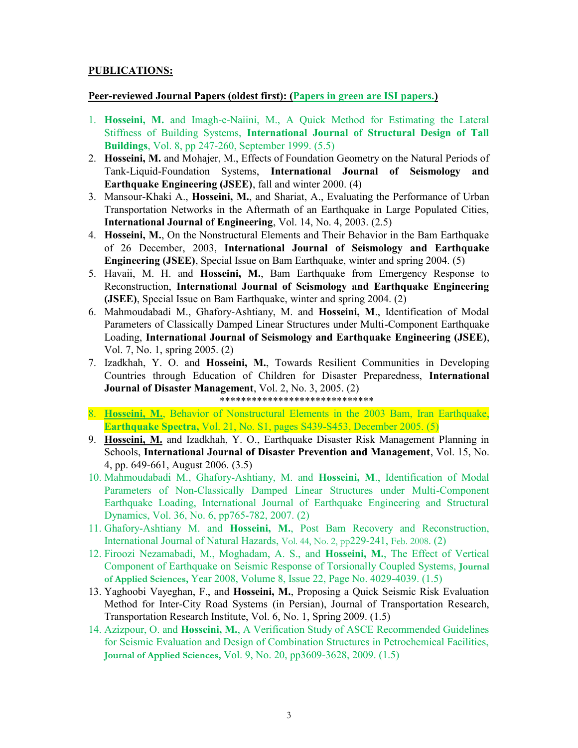**PUBLICATIONS:**

**Peer-reviewed Journal Papers (oldest first): (Papers in green are ISI papers.)**

1. **Hosseini, M.** and Imagh-e-Naiini, M., A Quick Method for Estimating the Lateral Stiffness of Building Systems, **International Journal of Structural Design of Tall Buildings**, Vol. 8, pp 247-260, September 1999. (5.5)
2. **Hosseini, M.** and Mohajer, M., Effects of Foundation Geometry on the Natural Periods of Tank-Liquid-Foundation Systems, **International Journal of Seismology and Earthquake Engineering (JSEE)**, fall and winter 2000. (4)
3. Mansour-Khaki A., **Hosseini, M.**, and Shariat, A., Evaluating the Performance of Urban Transportation Networks in the Aftermath of an Earthquake in Large Populated Cities, **International Journal of Engineering**, Vol. 14, No. 4, 2003. (2.5)
4. **Hosseini, M.**, On the Nonstructural Elements and Their Behavior in the Bam Earthquake of 26 December, 2003, **International Journal of Seismology and Earthquake Engineering (JSEE)**, Special Issue on Bam Earthquake, winter and spring 2004. (5)
5. Havaii, M. H. and **Hosseini, M.**, Bam Earthquake from Emergency Response to Reconstruction, **International Journal of Seismology and Earthquake Engineering (JSEE)**, Special Issue on Bam Earthquake, winter and spring 2004. (2)
6. Mahmoudabadi M., Ghafory-Ashtiany, M. and **Hosseini, M**., Identification of Modal Parameters of Classically Damped Linear Structures under Multi-Component Earthquake Loading, **International Journal of Seismology and Earthquake Engineering (JSEE)**, Vol. 7, No. 1, spring 2005. (2)
7. Izadkhah, Y. O. and **Hosseini, M.**, Towards Resilient Communities in Developing Countries through Education of Children for Disaster Preparedness, **International Journal of Disaster Management**, Vol. 2, No. 3, 2005. (2)

*****************************

8. **Hosseini, M.**, Behavior of Nonstructural Elements in the 2003 Bam, Iran Earthquake, **Earthquake Spectra,** Vol. 21, No. S1, pages S439-S453, December 2005. (5)
9. **Hosseini, M.** and Izadkhah, Y. O., Earthquake Disaster Risk Management Planning in Schools, **International Journal of Disaster Prevention and Management**, Vol. 15, No. 4, pp. 649-661, August 2006. (3.5)
10. Mahmoudabadi M., Ghafory-Ashtiany, M. and **Hosseini, M**., Identification of Modal Parameters of Non-Classically Damped Linear Structures under Multi-Component Earthquake Loading, International Journal of Earthquake Engineering and Structural Dynamics, Vol. 36, No. 6, pp765-782, 2007. (2)
11. Ghafory-Ashtiany M. and **Hosseini, M.**, Post Bam Recovery and Reconstruction, International Journal of Natural Hazards, Vol. 44, No. 2, pp229-241, Feb. 2008. (2)
12. Firoozi Nezamabadi, M., Moghadam, A. S., and **Hosseini, M.**, The Effect of Vertical Component of Earthquake on Seismic Response of Torsionally Coupled Systems, **Journal of Applied Sciences,** Year 2008, Volume 8, Issue 22, Page No. 4029-4039. (1.5)
13. Yaghoobi Vayeghan, F., and **Hosseini, M.**, Proposing a Quick Seismic Risk Evaluation Method for Inter-City Road Systems (in Persian), Journal of Transportation Research, Transportation Research Institute, Vol. 6, No. 1, Spring 2009. (1.5)
14. Azizpour, O. and **Hosseini, M.**, A Verification Study of ASCE Recommended Guidelines for Seismic Evaluation and Design of Combination Structures in Petrochemical Facilities, **Journal of Applied Sciences,** Vol. 9, No. 20, pp3609-3628, 2009. (1.5)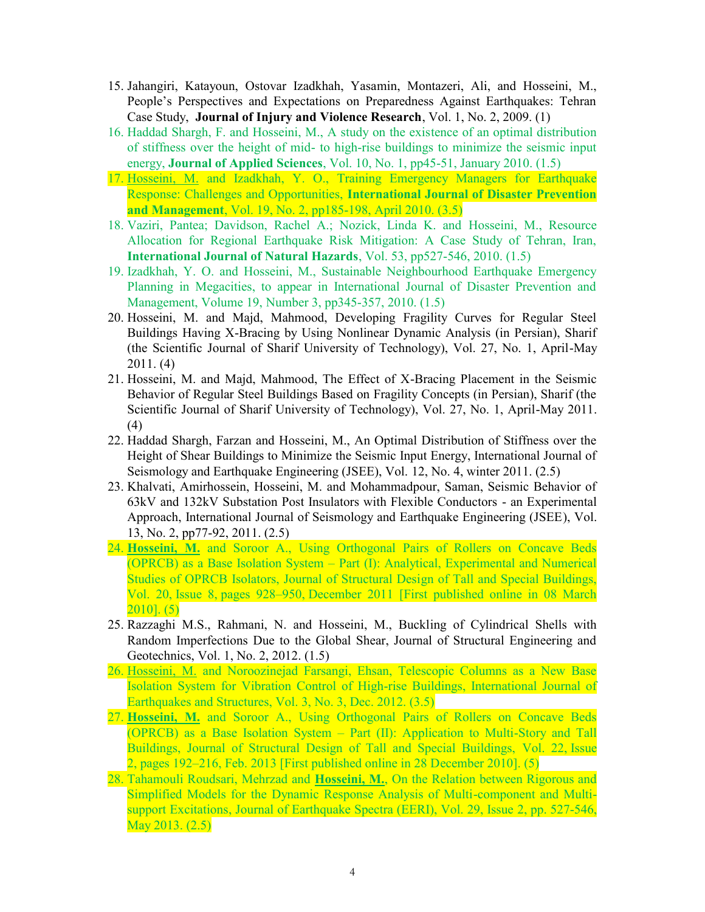15. Jahangiri, Katayoun, Ostovar Izadkhah, Yasamin, Montazeri, Ali, and Hosseini, M., People's Perspectives and Expectations on Preparedness Against Earthquakes: Tehran Case Study, **Journal of Injury and Violence Research**, Vol. 1, No. 2, 2009. (1)
16. Haddad Shargh, F. and Hosseini, M., A study on the existence of an optimal distribution of stiffness over the height of mid- to high-rise buildings to minimize the seismic input energy, **Journal of Applied Sciences**, Vol. 10, No. 1, pp45-51, January 2010. (1.5)
17. Hosseini, M. and Izadkhah, Y. O., Training Emergency Managers for Earthquake Response: Challenges and Opportunities, **International Journal of Disaster Prevention and Management**, Vol. 19, No. 2, pp185-198, April 2010. (3.5)
18. Vaziri, Pantea; Davidson, Rachel A.; Nozick, Linda K. and Hosseini, M., Resource Allocation for Regional Earthquake Risk Mitigation: A Case Study of Tehran, Iran, **International Journal of Natural Hazards**, Vol. 53, pp527-546, 2010. (1.5)
19. Izadkhah, Y. O. and Hosseini, M., Sustainable Neighbourhood Earthquake Emergency Planning in Megacities, to appear in International Journal of Disaster Prevention and Management, Volume 19, Number 3, pp345-357, 2010. (1.5)
20. Hosseini, M. and Majd, Mahmood, Developing Fragility Curves for Regular Steel Buildings Having X-Bracing by Using Nonlinear Dynamic Analysis (in Persian), Sharif (the Scientific Journal of Sharif University of Technology), Vol. 27, No. 1, April-May 2011. (4)
21. Hosseini, M. and Majd, Mahmood, The Effect of X-Bracing Placement in the Seismic Behavior of Regular Steel Buildings Based on Fragility Concepts (in Persian), Sharif (the Scientific Journal of Sharif University of Technology), Vol. 27, No. 1, April-May 2011. (4)
22. Haddad Shargh, Farzan and Hosseini, M., An Optimal Distribution of Stiffness over the Height of Shear Buildings to Minimize the Seismic Input Energy, International Journal of Seismology and Earthquake Engineering (JSEE), Vol. 12, No. 4, winter 2011. (2.5)
23. Khalvati, Amirhossein, Hosseini, M. and Mohammadpour, Saman, Seismic Behavior of 63kV and 132kV Substation Post Insulators with Flexible Conductors - an Experimental Approach, International Journal of Seismology and Earthquake Engineering (JSEE), Vol. 13, No. 2, pp77-92, 2011. (2.5)
24. **Hosseini, M.** and Soroor A., Using Orthogonal Pairs of Rollers on Concave Beds (OPRCB) as a Base Isolation System – Part (I): Analytical, Experimental and Numerical Studies of OPRCB Isolators, Journal of Structural Design of Tall and Special Buildings, Vol. 20, Issue 8, pages 928–950, December 2011 [First published online in 08 March 2010]. (5)
25. Razzaghi M.S., Rahmani, N. and Hosseini, M., Buckling of Cylindrical Shells with Random Imperfections Due to the Global Shear, Journal of Structural Engineering and Geotechnics, Vol. 1, No. 2, 2012. (1.5)
26. Hosseini, M. and Noroozinejad Farsangi, Ehsan, Telescopic Columns as a New Base Isolation System for Vibration Control of High-rise Buildings, International Journal of Earthquakes and Structures, Vol. 3, No. 3, Dec. 2012. (3.5)
27. **Hosseini, M.** and Soroor A., Using Orthogonal Pairs of Rollers on Concave Beds (OPRCB) as a Base Isolation System – Part (II): Application to Multi-Story and Tall Buildings, Journal of Structural Design of Tall and Special Buildings, Vol. 22, Issue 2, pages 192–216, Feb. 2013 [First published online in 28 December 2010]. (5)
28. Tahamouli Roudsari, Mehrzad and **Hosseini, M.**, On the Relation between Rigorous and Simplified Models for the Dynamic Response Analysis of Multi-component and Multi-support Excitations, Journal of Earthquake Spectra (EERI), Vol. 29, Issue 2, pp. 527-546, May 2013. (2.5)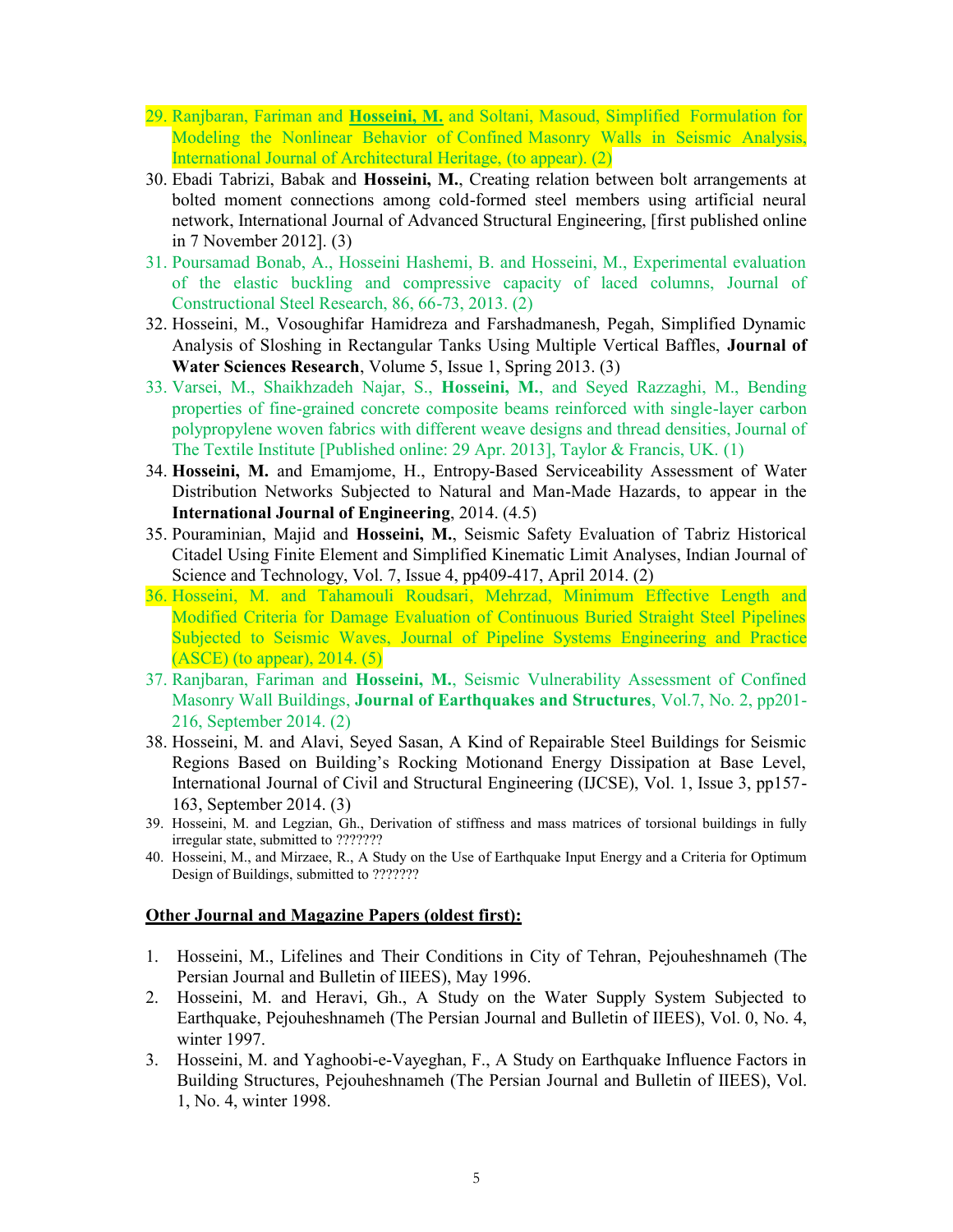29. Ranjbaran, Fariman and **Hosseini, M.** and Soltani, Masoud, Simplified Formulation for Modeling the Nonlinear Behavior of Confined Masonry Walls in Seismic Analysis, International Journal of Architectural Heritage, (to appear). (2)
30. Ebadi Tabrizi, Babak and **Hosseini, M.**, Creating relation between bolt arrangements at bolted moment connections among cold-formed steel members using artificial neural network, International Journal of Advanced Structural Engineering, [first published online in 7 November 2012]. (3)
31. Poursamad Bonab, A., Hosseini Hashemi, B. and Hosseini, M., Experimental evaluation of the elastic buckling and compressive capacity of laced columns, Journal of Constructional Steel Research, 86, 66-73, 2013. (2)
32. Hosseini, M., Vosoughifar Hamidreza and Farshadmanesh, Pegah, Simplified Dynamic Analysis of Sloshing in Rectangular Tanks Using Multiple Vertical Baffles, **Journal of Water Sciences Research**, Volume 5, Issue 1, Spring 2013. (3)
33. Varsei, M., Shaikhzadeh Najar, S., **Hosseini, M.**, and Seyed Razzaghi, M., Bending properties of fine-grained concrete composite beams reinforced with single-layer carbon polypropylene woven fabrics with different weave designs and thread densities, Journal of The Textile Institute [Published online: 29 Apr. 2013], Taylor & Francis, UK. (1)
34. **Hosseini, M.** and Emamjome, H., Entropy-Based Serviceability Assessment of Water Distribution Networks Subjected to Natural and Man-Made Hazards, to appear in the **International Journal of Engineering**, 2014. (4.5)
35. Pouraminian, Majid and **Hosseini, M.**, Seismic Safety Evaluation of Tabriz Historical Citadel Using Finite Element and Simplified Kinematic Limit Analyses, Indian Journal of Science and Technology, Vol. 7, Issue 4, pp409-417, April 2014. (2)
36. Hosseini, M. and Tahamouli Roudsari, Mehrzad, Minimum Effective Length and Modified Criteria for Damage Evaluation of Continuous Buried Straight Steel Pipelines Subjected to Seismic Waves, Journal of Pipeline Systems Engineering and Practice (ASCE) (to appear), 2014. (5)
37. Ranjbaran, Fariman and **Hosseini, M.**, Seismic Vulnerability Assessment of Confined Masonry Wall Buildings, **Journal of Earthquakes and Structures**, Vol.7, No. 2, pp201-216, September 2014. (2)
38. Hosseini, M. and Alavi, Seyed Sasan, A Kind of Repairable Steel Buildings for Seismic Regions Based on Building's Rocking Motionand Energy Dissipation at Base Level, International Journal of Civil and Structural Engineering (IJCSE), Vol. 1, Issue 3, pp157-163, September 2014. (3)
39. Hosseini, M. and Legzian, Gh., Derivation of stiffness and mass matrices of torsional buildings in fully irregular state, submitted to ???????
40. Hosseini, M., and Mirzaee, R., A Study on the Use of Earthquake Input Energy and a Criteria for Optimum Design of Buildings, submitted to ???????

**Other Journal and Magazine Papers (oldest first):**

1. Hosseini, M., Lifelines and Their Conditions in City of Tehran, Pejouheshnameh (The Persian Journal and Bulletin of IIEES), May 1996.
2. Hosseini, M. and Heravi, Gh., A Study on the Water Supply System Subjected to Earthquake, Pejouheshnameh (The Persian Journal and Bulletin of IIEES), Vol. 0, No. 4, winter 1997.
3. Hosseini, M. and Yaghoobi-e-Vayeghan, F., A Study on Earthquake Influence Factors in Building Structures, Pejouheshnameh (The Persian Journal and Bulletin of IIEES), Vol. 1, No. 4, winter 1998.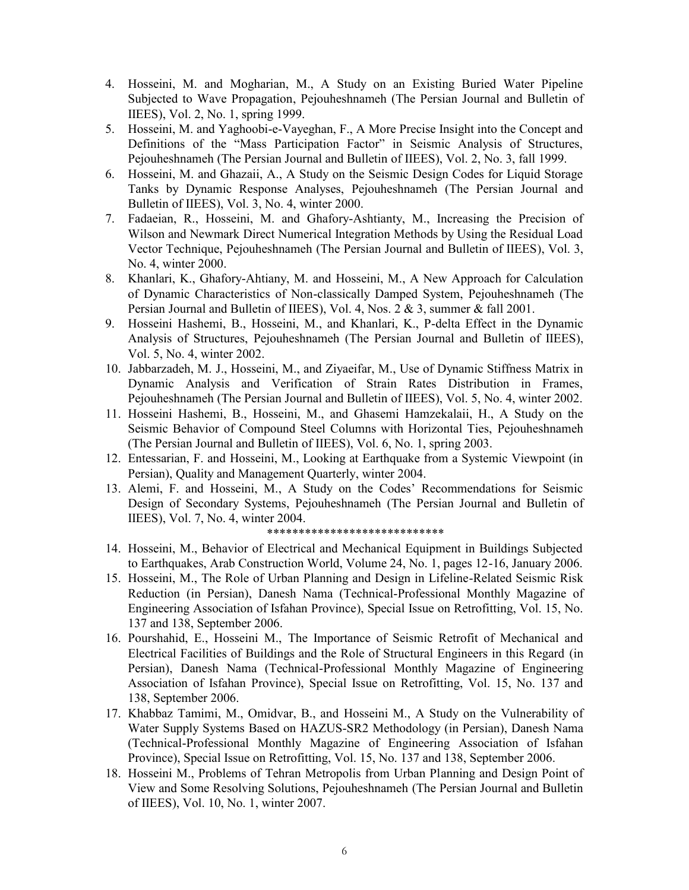4. Hosseini, M. and Mogharian, M., A Study on an Existing Buried Water Pipeline Subjected to Wave Propagation, Pejouheshnameh (The Persian Journal and Bulletin of IIEES), Vol. 2, No. 1, spring 1999.
5. Hosseini, M. and Yaghoobi-e-Vayeghan, F., A More Precise Insight into the Concept and Definitions of the "Mass Participation Factor" in Seismic Analysis of Structures, Pejouheshnameh (The Persian Journal and Bulletin of IIEES), Vol. 2, No. 3, fall 1999.
6. Hosseini, M. and Ghazaii, A., A Study on the Seismic Design Codes for Liquid Storage Tanks by Dynamic Response Analyses, Pejouheshnameh (The Persian Journal and Bulletin of IIEES), Vol. 3, No. 4, winter 2000.
7. Fadaeian, R., Hosseini, M. and Ghafory-Ashtianty, M., Increasing the Precision of Wilson and Newmark Direct Numerical Integration Methods by Using the Residual Load Vector Technique, Pejouheshnameh (The Persian Journal and Bulletin of IIEES), Vol. 3, No. 4, winter 2000.
8. Khanlari, K., Ghafory-Ahtiany, M. and Hosseini, M., A New Approach for Calculation of Dynamic Characteristics of Non-classically Damped System, Pejouheshnameh (The Persian Journal and Bulletin of IIEES), Vol. 4, Nos. 2 & 3, summer & fall 2001.
9. Hosseini Hashemi, B., Hosseini, M., and Khanlari, K., P-delta Effect in the Dynamic Analysis of Structures, Pejouheshnameh (The Persian Journal and Bulletin of IIEES), Vol. 5, No. 4, winter 2002.
10. Jabbarzadeh, M. J., Hosseini, M., and Ziyaeifar, M., Use of Dynamic Stiffness Matrix in Dynamic Analysis and Verification of Strain Rates Distribution in Frames, Pejouheshnameh (The Persian Journal and Bulletin of IIEES), Vol. 5, No. 4, winter 2002.
11. Hosseini Hashemi, B., Hosseini, M., and Ghasemi Hamzekalaii, H., A Study on the Seismic Behavior of Compound Steel Columns with Horizontal Ties, Pejouheshnameh (The Persian Journal and Bulletin of IIEES), Vol. 6, No. 1, spring 2003.
12. Entessarian, F. and Hosseini, M., Looking at Earthquake from a Systemic Viewpoint (in Persian), Quality and Management Quarterly, winter 2004.
13. Alemi, F. and Hosseini, M., A Study on the Codes' Recommendations for Seismic Design of Secondary Systems, Pejouheshnameh (The Persian Journal and Bulletin of IIEES), Vol. 7, No. 4, winter 2004.

****************************

14. Hosseini, M., Behavior of Electrical and Mechanical Equipment in Buildings Subjected to Earthquakes, Arab Construction World, Volume 24, No. 1, pages 12-16, January 2006.
15. Hosseini, M., The Role of Urban Planning and Design in Lifeline-Related Seismic Risk Reduction (in Persian), Danesh Nama (Technical-Professional Monthly Magazine of Engineering Association of Isfahan Province), Special Issue on Retrofitting, Vol. 15, No. 137 and 138, September 2006.
16. Pourshahid, E., Hosseini M., The Importance of Seismic Retrofit of Mechanical and Electrical Facilities of Buildings and the Role of Structural Engineers in this Regard (in Persian), Danesh Nama (Technical-Professional Monthly Magazine of Engineering Association of Isfahan Province), Special Issue on Retrofitting, Vol. 15, No. 137 and 138, September 2006.
17. Khabbaz Tamimi, M., Omidvar, B., and Hosseini M., A Study on the Vulnerability of Water Supply Systems Based on HAZUS-SR2 Methodology (in Persian), Danesh Nama (Technical-Professional Monthly Magazine of Engineering Association of Isfahan Province), Special Issue on Retrofitting, Vol. 15, No. 137 and 138, September 2006.
18. Hosseini M., Problems of Tehran Metropolis from Urban Planning and Design Point of View and Some Resolving Solutions, Pejouheshnameh (The Persian Journal and Bulletin of IIEES), Vol. 10, No. 1, winter 2007.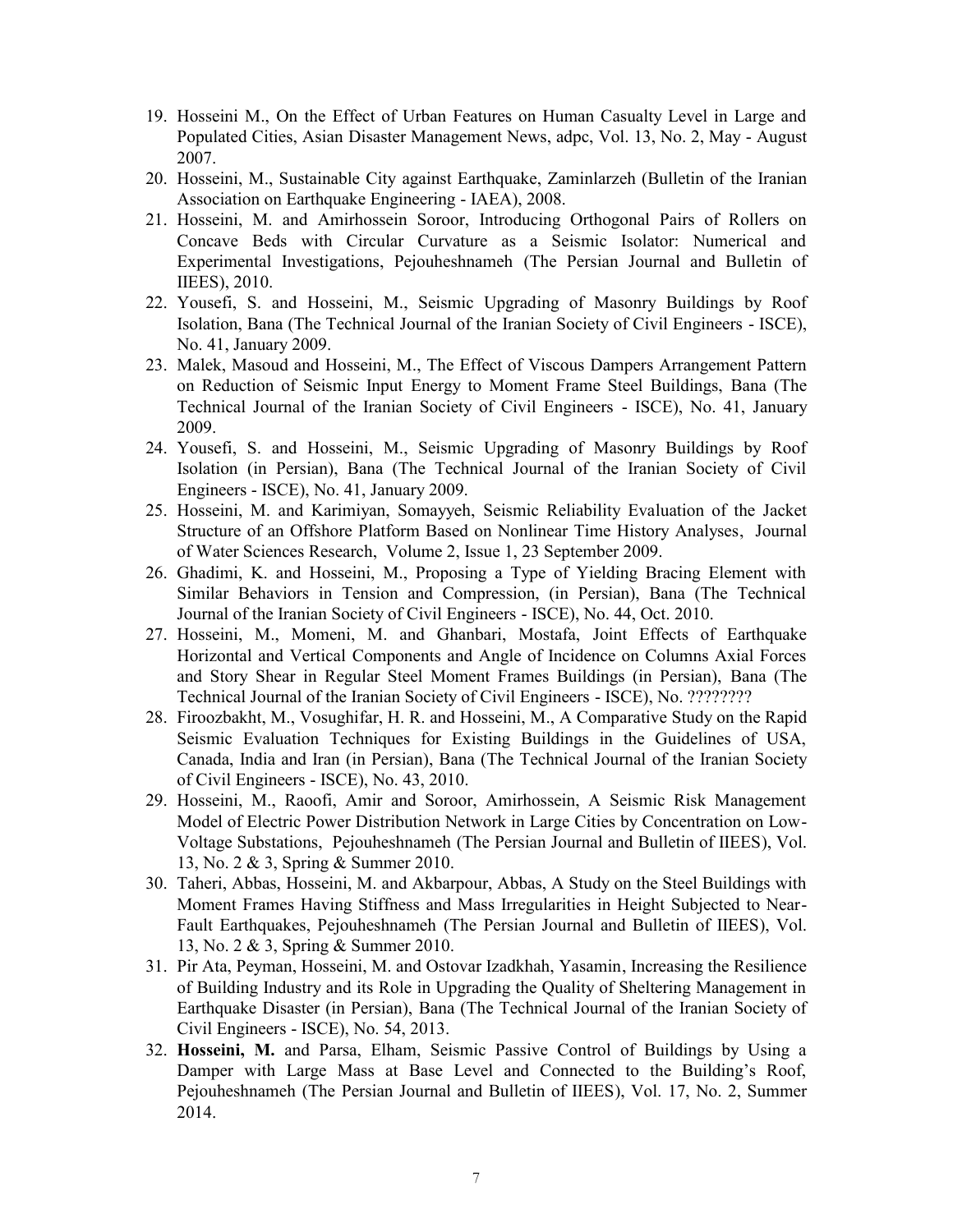19. Hosseini M., On the Effect of Urban Features on Human Casualty Level in Large and Populated Cities, Asian Disaster Management News, adpc, Vol. 13, No. 2, May - August 2007.
20. Hosseini, M., Sustainable City against Earthquake, Zaminlarzeh (Bulletin of the Iranian Association on Earthquake Engineering - IAEA), 2008.
21. Hosseini, M. and Amirhossein Soroor, Introducing Orthogonal Pairs of Rollers on Concave Beds with Circular Curvature as a Seismic Isolator: Numerical and Experimental Investigations, Pejouheshnameh (The Persian Journal and Bulletin of IIEES), 2010.
22. Yousefi, S. and Hosseini, M., Seismic Upgrading of Masonry Buildings by Roof Isolation, Bana (The Technical Journal of the Iranian Society of Civil Engineers - ISCE), No. 41, January 2009.
23. Malek, Masoud and Hosseini, M., The Effect of Viscous Dampers Arrangement Pattern on Reduction of Seismic Input Energy to Moment Frame Steel Buildings, Bana (The Technical Journal of the Iranian Society of Civil Engineers - ISCE), No. 41, January 2009.
24. Yousefi, S. and Hosseini, M., Seismic Upgrading of Masonry Buildings by Roof Isolation (in Persian), Bana (The Technical Journal of the Iranian Society of Civil Engineers - ISCE), No. 41, January 2009.
25. Hosseini, M. and Karimiyan, Somayyeh, Seismic Reliability Evaluation of the Jacket Structure of an Offshore Platform Based on Nonlinear Time History Analyses, Journal of Water Sciences Research, Volume 2, Issue 1, 23 September 2009.
26. Ghadimi, K. and Hosseini, M., Proposing a Type of Yielding Bracing Element with Similar Behaviors in Tension and Compression, (in Persian), Bana (The Technical Journal of the Iranian Society of Civil Engineers - ISCE), No. 44, Oct. 2010.
27. Hosseini, M., Momeni, M. and Ghanbari, Mostafa, Joint Effects of Earthquake Horizontal and Vertical Components and Angle of Incidence on Columns Axial Forces and Story Shear in Regular Steel Moment Frames Buildings (in Persian), Bana (The Technical Journal of the Iranian Society of Civil Engineers - ISCE), No. ????????
28. Firoozbakht, M., Vosughifar, H. R. and Hosseini, M., A Comparative Study on the Rapid Seismic Evaluation Techniques for Existing Buildings in the Guidelines of USA, Canada, India and Iran (in Persian), Bana (The Technical Journal of the Iranian Society of Civil Engineers - ISCE), No. 43, 2010.
29. Hosseini, M., Raoofi, Amir and Soroor, Amirhossein, A Seismic Risk Management Model of Electric Power Distribution Network in Large Cities by Concentration on Low-Voltage Substations, Pejouheshnameh (The Persian Journal and Bulletin of IIEES), Vol. 13, No. 2 & 3, Spring & Summer 2010.
30. Taheri, Abbas, Hosseini, M. and Akbarpour, Abbas, A Study on the Steel Buildings with Moment Frames Having Stiffness and Mass Irregularities in Height Subjected to Near-Fault Earthquakes, Pejouheshnameh (The Persian Journal and Bulletin of IIEES), Vol. 13, No. 2 & 3, Spring & Summer 2010.
31. Pir Ata, Peyman, Hosseini, M. and Ostovar Izadkhah, Yasamin, Increasing the Resilience of Building Industry and its Role in Upgrading the Quality of Sheltering Management in Earthquake Disaster (in Persian), Bana (The Technical Journal of the Iranian Society of Civil Engineers - ISCE), No. 54, 2013.
32. **Hosseini, M.** and Parsa, Elham, Seismic Passive Control of Buildings by Using a Damper with Large Mass at Base Level and Connected to the Building's Roof, Pejouheshnameh (The Persian Journal and Bulletin of IIEES), Vol. 17, No. 2, Summer 2014.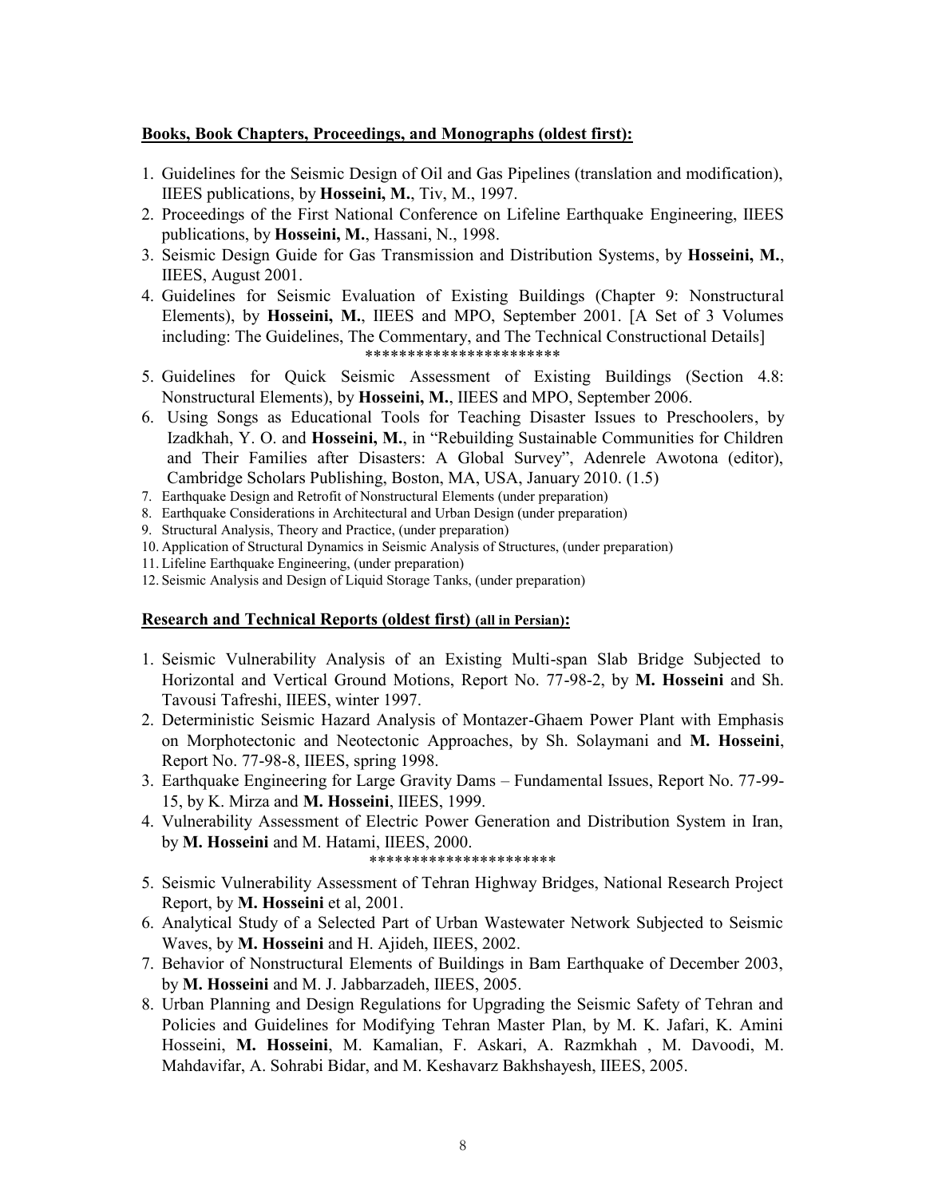**Books, Book Chapters, Proceedings, and Monographs (oldest first):**

1. Guidelines for the Seismic Design of Oil and Gas Pipelines (translation and modification), IIEES publications, by **Hosseini, M.**, Tiv, M., 1997.
2. Proceedings of the First National Conference on Lifeline Earthquake Engineering, IIEES publications, by **Hosseini, M.**, Hassani, N., 1998.
3. Seismic Design Guide for Gas Transmission and Distribution Systems, by **Hosseini, M.**, IIEES, August 2001.
4. Guidelines for Seismic Evaluation of Existing Buildings (Chapter 9: Nonstructural Elements), by **Hosseini, M.**, IIEES and MPO, September 2001. [A Set of 3 Volumes including: The Guidelines, The Commentary, and The Technical Constructional Details]

***********************

5. Guidelines for Quick Seismic Assessment of Existing Buildings (Section 4.8: Nonstructural Elements), by **Hosseini, M.**, IIEES and MPO, September 2006.
6. Using Songs as Educational Tools for Teaching Disaster Issues to Preschoolers, by Izadkhah, Y. O. and **Hosseini, M.**, in "Rebuilding Sustainable Communities for Children and Their Families after Disasters: A Global Survey", Adenrele Awotona (editor), Cambridge Scholars Publishing, Boston, MA, USA, January 2010. (1.5)
7. Earthquake Design and Retrofit of Nonstructural Elements (under preparation)
8. Earthquake Considerations in Architectural and Urban Design (under preparation)
9. Structural Analysis, Theory and Practice, (under preparation)
10. Application of Structural Dynamics in Seismic Analysis of Structures, (under preparation)
11. Lifeline Earthquake Engineering, (under preparation)
12. Seismic Analysis and Design of Liquid Storage Tanks, (under preparation)

**Research and Technical Reports (oldest first) (all in Persian):**

1. Seismic Vulnerability Analysis of an Existing Multi-span Slab Bridge Subjected to Horizontal and Vertical Ground Motions, Report No. 77-98-2, by **M. Hosseini** and Sh. Tavousi Tafreshi, IIEES, winter 1997.
2. Deterministic Seismic Hazard Analysis of Montazer-Ghaem Power Plant with Emphasis on Morphotectonic and Neotectonic Approaches, by Sh. Solaymani and **M. Hosseini**, Report No. 77-98-8, IIEES, spring 1998.
3. Earthquake Engineering for Large Gravity Dams – Fundamental Issues, Report No. 77-99-15, by K. Mirza and **M. Hosseini**, IIEES, 1999.
4. Vulnerability Assessment of Electric Power Generation and Distribution System in Iran, by **M. Hosseini** and M. Hatami, IIEES, 2000.

*********************

5. Seismic Vulnerability Assessment of Tehran Highway Bridges, National Research Project Report, by **M. Hosseini** et al, 2001.
6. Analytical Study of a Selected Part of Urban Wastewater Network Subjected to Seismic Waves, by **M. Hosseini** and H. Ajideh, IIEES, 2002.
7. Behavior of Nonstructural Elements of Buildings in Bam Earthquake of December 2003, by **M. Hosseini** and M. J. Jabbarzadeh, IIEES, 2005.
8. Urban Planning and Design Regulations for Upgrading the Seismic Safety of Tehran and Policies and Guidelines for Modifying Tehran Master Plan, by M. K. Jafari, K. Amini Hosseini, **M. Hosseini**, M. Kamalian, F. Askari, A. Razmkhah , M. Davoodi, M. Mahdavifar, A. Sohrabi Bidar, and M. Keshavarz Bakhshayesh, IIEES, 2005.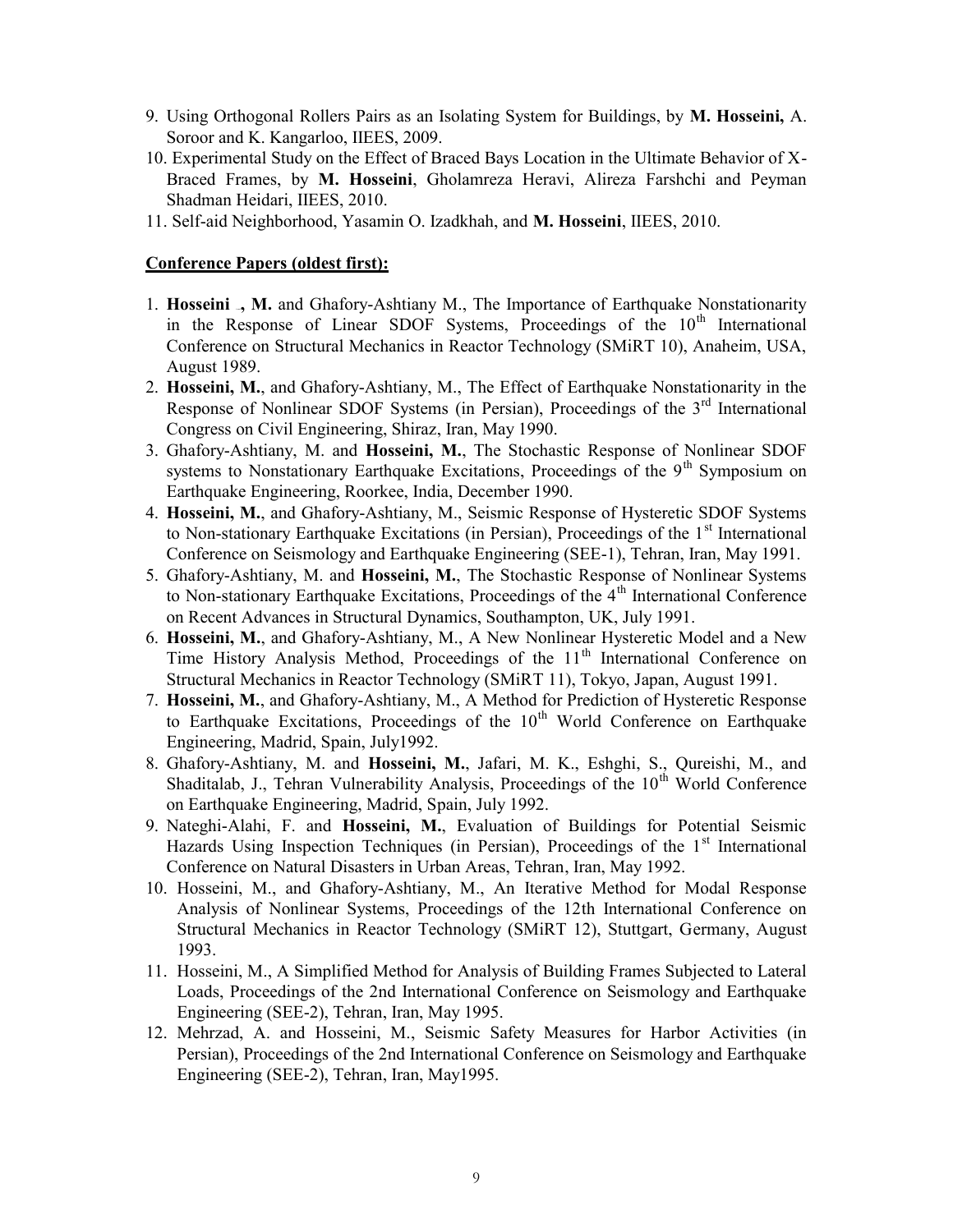9. Using Orthogonal Rollers Pairs as an Isolating System for Buildings, by **M. Hosseini,** A. Soroor and K. Kangarloo, IIEES, 2009.
10. Experimental Study on the Effect of Braced Bays Location in the Ultimate Behavior of X-Braced Frames, by **M. Hosseini**, Gholamreza Heravi, Alireza Farshchi and Peyman Shadman Heidari, IIEES, 2010.
11. Self-aid Neighborhood, Yasamin O. Izadkhah, and **M. Hosseini**, IIEES, 2010.

**Conference Papers (oldest first):**

1. **Hosseini , M.** and Ghafory-Ashtiany M., The Importance of Earthquake Nonstationarity in the Response of Linear SDOF Systems, Proceedings of the 10th International Conference on Structural Mechanics in Reactor Technology (SMiRT 10), Anaheim, USA, August 1989.
2. **Hosseini, M.**, and Ghafory-Ashtiany, M., The Effect of Earthquake Nonstationarity in the Response of Nonlinear SDOF Systems (in Persian), Proceedings of the 3rd International Congress on Civil Engineering, Shiraz, Iran, May 1990.
3. Ghafory-Ashtiany, M. and **Hosseini, M.**, The Stochastic Response of Nonlinear SDOF systems to Nonstationary Earthquake Excitations, Proceedings of the 9th Symposium on Earthquake Engineering, Roorkee, India, December 1990.
4. **Hosseini, M.**, and Ghafory-Ashtiany, M., Seismic Response of Hysteretic SDOF Systems to Non-stationary Earthquake Excitations (in Persian), Proceedings of the 1st International Conference on Seismology and Earthquake Engineering (SEE-1), Tehran, Iran, May 1991.
5. Ghafory-Ashtiany, M. and **Hosseini, M.**, The Stochastic Response of Nonlinear Systems to Non-stationary Earthquake Excitations, Proceedings of the 4th International Conference on Recent Advances in Structural Dynamics, Southampton, UK, July 1991.
6. **Hosseini, M.**, and Ghafory-Ashtiany, M., A New Nonlinear Hysteretic Model and a New Time History Analysis Method, Proceedings of the 11th International Conference on Structural Mechanics in Reactor Technology (SMiRT 11), Tokyo, Japan, August 1991.
7. **Hosseini, M.**, and Ghafory-Ashtiany, M., A Method for Prediction of Hysteretic Response to Earthquake Excitations, Proceedings of the 10th World Conference on Earthquake Engineering, Madrid, Spain, July1992.
8. Ghafory-Ashtiany, M. and **Hosseini, M.**, Jafari, M. K., Eshghi, S., Qureishi, M., and Shaditalab, J., Tehran Vulnerability Analysis, Proceedings of the 10th World Conference on Earthquake Engineering, Madrid, Spain, July 1992.
9. Nateghi-Alahi, F. and **Hosseini, M.**, Evaluation of Buildings for Potential Seismic Hazards Using Inspection Techniques (in Persian), Proceedings of the 1st International Conference on Natural Disasters in Urban Areas, Tehran, Iran, May 1992.
10. Hosseini, M., and Ghafory-Ashtiany, M., An Iterative Method for Modal Response Analysis of Nonlinear Systems, Proceedings of the 12th International Conference on Structural Mechanics in Reactor Technology (SMiRT 12), Stuttgart, Germany, August 1993.
11. Hosseini, M., A Simplified Method for Analysis of Building Frames Subjected to Lateral Loads, Proceedings of the 2nd International Conference on Seismology and Earthquake Engineering (SEE-2), Tehran, Iran, May 1995.
12. Mehrzad, A. and Hosseini, M., Seismic Safety Measures for Harbor Activities (in Persian), Proceedings of the 2nd International Conference on Seismology and Earthquake Engineering (SEE-2), Tehran, Iran, May1995.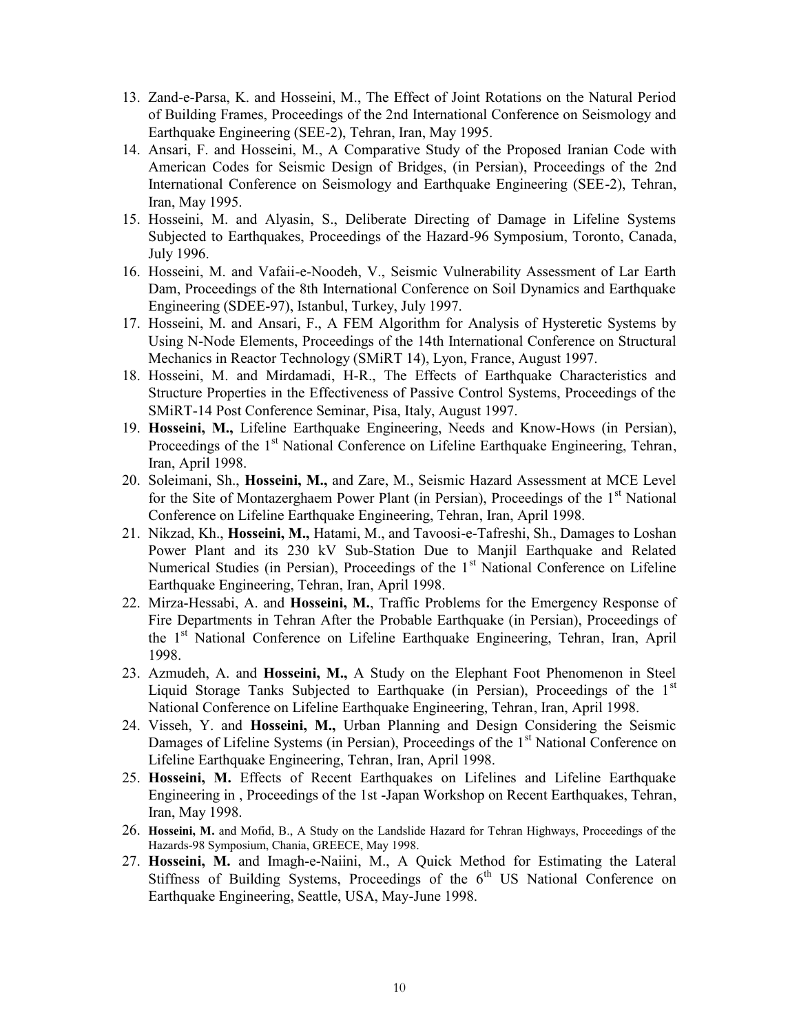13. Zand-e-Parsa, K. and Hosseini, M., The Effect of Joint Rotations on the Natural Period of Building Frames, Proceedings of the 2nd International Conference on Seismology and Earthquake Engineering (SEE-2), Tehran, Iran, May 1995.
14. Ansari, F. and Hosseini, M., A Comparative Study of the Proposed Iranian Code with American Codes for Seismic Design of Bridges, (in Persian), Proceedings of the 2nd International Conference on Seismology and Earthquake Engineering (SEE-2), Tehran, Iran, May 1995.
15. Hosseini, M. and Alyasin, S., Deliberate Directing of Damage in Lifeline Systems Subjected to Earthquakes, Proceedings of the Hazard-96 Symposium, Toronto, Canada, July 1996.
16. Hosseini, M. and Vafaii-e-Noodeh, V., Seismic Vulnerability Assessment of Lar Earth Dam, Proceedings of the 8th International Conference on Soil Dynamics and Earthquake Engineering (SDEE-97), Istanbul, Turkey, July 1997.
17. Hosseini, M. and Ansari, F., A FEM Algorithm for Analysis of Hysteretic Systems by Using N-Node Elements, Proceedings of the 14th International Conference on Structural Mechanics in Reactor Technology (SMiRT 14), Lyon, France, August 1997.
18. Hosseini, M. and Mirdamadi, H-R., The Effects of Earthquake Characteristics and Structure Properties in the Effectiveness of Passive Control Systems, Proceedings of the SMiRT-14 Post Conference Seminar, Pisa, Italy, August 1997.
19. **Hosseini, M.,** Lifeline Earthquake Engineering, Needs and Know-Hows (in Persian), Proceedings of the 1st National Conference on Lifeline Earthquake Engineering, Tehran, Iran, April 1998.
20. Soleimani, Sh., **Hosseini, M.,** and Zare, M., Seismic Hazard Assessment at MCE Level for the Site of Montazerghaem Power Plant (in Persian), Proceedings of the 1st National Conference on Lifeline Earthquake Engineering, Tehran, Iran, April 1998.
21. Nikzad, Kh., **Hosseini, M.,** Hatami, M., and Tavoosi-e-Tafreshi, Sh., Damages to Loshan Power Plant and its 230 kV Sub-Station Due to Manjil Earthquake and Related Numerical Studies (in Persian), Proceedings of the 1st National Conference on Lifeline Earthquake Engineering, Tehran, Iran, April 1998.
22. Mirza-Hessabi, A. and **Hosseini, M.**, Traffic Problems for the Emergency Response of Fire Departments in Tehran After the Probable Earthquake (in Persian), Proceedings of the 1st National Conference on Lifeline Earthquake Engineering, Tehran, Iran, April 1998.
23. Azmudeh, A. and **Hosseini, M.,** A Study on the Elephant Foot Phenomenon in Steel Liquid Storage Tanks Subjected to Earthquake (in Persian), Proceedings of the 1st National Conference on Lifeline Earthquake Engineering, Tehran, Iran, April 1998.
24. Visseh, Y. and **Hosseini, M.,** Urban Planning and Design Considering the Seismic Damages of Lifeline Systems (in Persian), Proceedings of the 1st National Conference on Lifeline Earthquake Engineering, Tehran, Iran, April 1998.
25. **Hosseini, M.** Effects of Recent Earthquakes on Lifelines and Lifeline Earthquake Engineering in , Proceedings of the 1st -Japan Workshop on Recent Earthquakes, Tehran, Iran, May 1998.
26. **Hosseini, M.** and Mofid, B., A Study on the Landslide Hazard for Tehran Highways, Proceedings of the Hazards-98 Symposium, Chania, GREECE, May 1998.
27. **Hosseini, M.** and Imagh-e-Naiini, M., A Quick Method for Estimating the Lateral Stiffness of Building Systems, Proceedings of the 6th US National Conference on Earthquake Engineering, Seattle, USA, May-June 1998.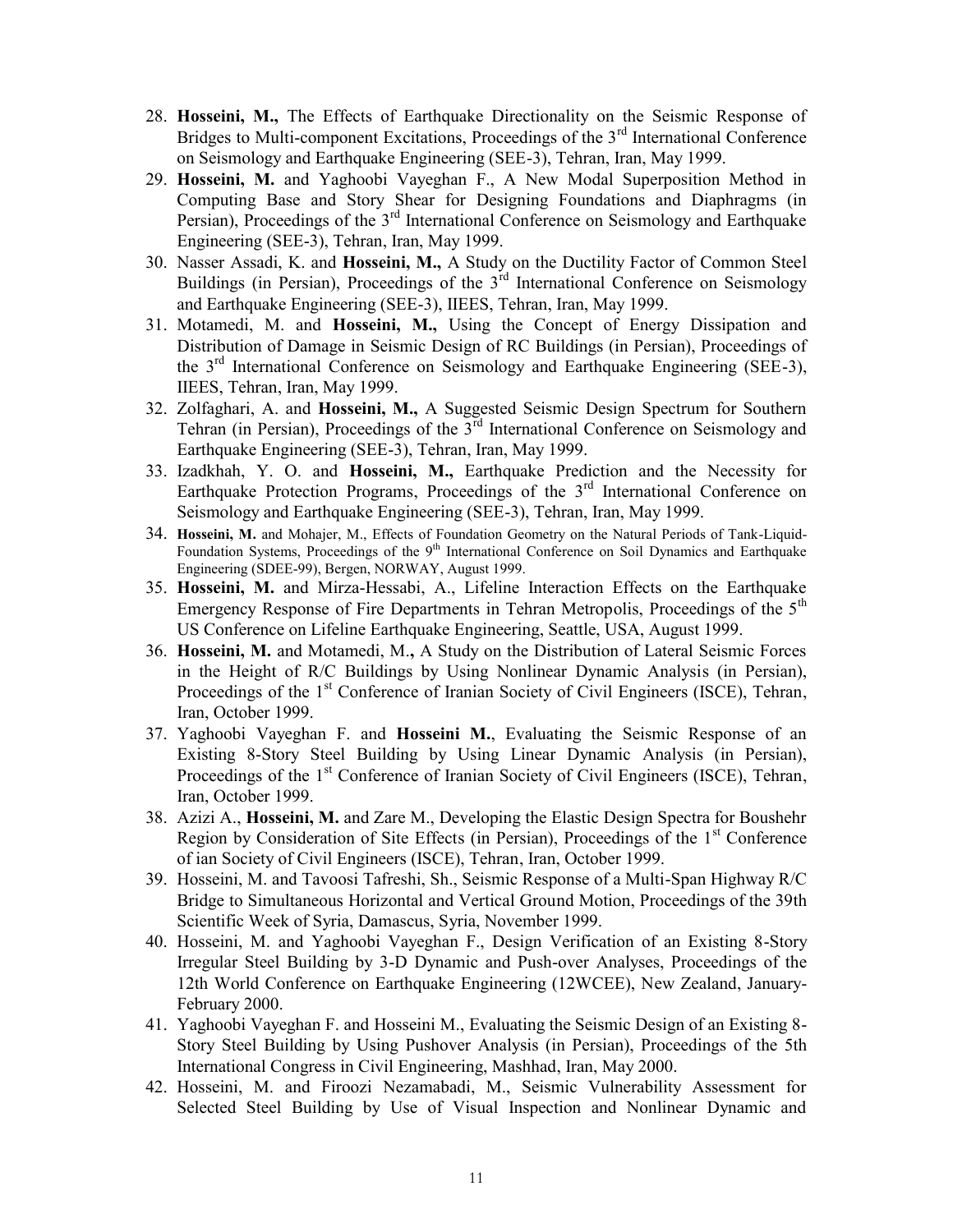28. **Hosseini, M.,** The Effects of Earthquake Directionality on the Seismic Response of Bridges to Multi-component Excitations, Proceedings of the 3rd International Conference on Seismology and Earthquake Engineering (SEE-3), Tehran, Iran, May 1999.
29. **Hosseini, M.** and Yaghoobi Vayeghan F., A New Modal Superposition Method in Computing Base and Story Shear for Designing Foundations and Diaphragms (in Persian), Proceedings of the 3rd International Conference on Seismology and Earthquake Engineering (SEE-3), Tehran, Iran, May 1999.
30. Nasser Assadi, K. and **Hosseini, M.,** A Study on the Ductility Factor of Common Steel Buildings (in Persian), Proceedings of the 3rd International Conference on Seismology and Earthquake Engineering (SEE-3), IIEES, Tehran, Iran, May 1999.
31. Motamedi, M. and **Hosseini, M.,** Using the Concept of Energy Dissipation and Distribution of Damage in Seismic Design of RC Buildings (in Persian), Proceedings of the 3rd International Conference on Seismology and Earthquake Engineering (SEE-3), IIEES, Tehran, Iran, May 1999.
32. Zolfaghari, A. and **Hosseini, M.,** A Suggested Seismic Design Spectrum for Southern Tehran (in Persian), Proceedings of the 3rd International Conference on Seismology and Earthquake Engineering (SEE-3), Tehran, Iran, May 1999.
33. Izadkhah, Y. O. and **Hosseini, M.,** Earthquake Prediction and the Necessity for Earthquake Protection Programs, Proceedings of the 3rd International Conference on Seismology and Earthquake Engineering (SEE-3), Tehran, Iran, May 1999.
34. **Hosseini, M.** and Mohajer, M., Effects of Foundation Geometry on the Natural Periods of Tank-Liquid-Foundation Systems, Proceedings of the 9th International Conference on Soil Dynamics and Earthquake Engineering (SDEE-99), Bergen, NORWAY, August 1999.
35. **Hosseini, M.** and Mirza-Hessabi, A., Lifeline Interaction Effects on the Earthquake Emergency Response of Fire Departments in Tehran Metropolis, Proceedings of the 5th US Conference on Lifeline Earthquake Engineering, Seattle, USA, August 1999.
36. **Hosseini, M.** and Motamedi, M.**,** A Study on the Distribution of Lateral Seismic Forces in the Height of R/C Buildings by Using Nonlinear Dynamic Analysis (in Persian), Proceedings of the 1st Conference of Iranian Society of Civil Engineers (ISCE), Tehran, Iran, October 1999.
37. Yaghoobi Vayeghan F. and **Hosseini M.**, Evaluating the Seismic Response of an Existing 8-Story Steel Building by Using Linear Dynamic Analysis (in Persian), Proceedings of the 1st Conference of Iranian Society of Civil Engineers (ISCE), Tehran, Iran, October 1999.
38. Azizi A., **Hosseini, M.** and Zare M., Developing the Elastic Design Spectra for Boushehr Region by Consideration of Site Effects (in Persian), Proceedings of the 1st Conference of ian Society of Civil Engineers (ISCE), Tehran, Iran, October 1999.
39. Hosseini, M. and Tavoosi Tafreshi, Sh., Seismic Response of a Multi-Span Highway R/C Bridge to Simultaneous Horizontal and Vertical Ground Motion, Proceedings of the 39th Scientific Week of Syria, Damascus, Syria, November 1999.
40. Hosseini, M. and Yaghoobi Vayeghan F., Design Verification of an Existing 8-Story Irregular Steel Building by 3-D Dynamic and Push-over Analyses, Proceedings of the 12th World Conference on Earthquake Engineering (12WCEE), New Zealand, January-February 2000.
41. Yaghoobi Vayeghan F. and Hosseini M., Evaluating the Seismic Design of an Existing 8-Story Steel Building by Using Pushover Analysis (in Persian), Proceedings of the 5th International Congress in Civil Engineering, Mashhad, Iran, May 2000.
42. Hosseini, M. and Firoozi Nezamabadi, M., Seismic Vulnerability Assessment for Selected Steel Building by Use of Visual Inspection and Nonlinear Dynamic and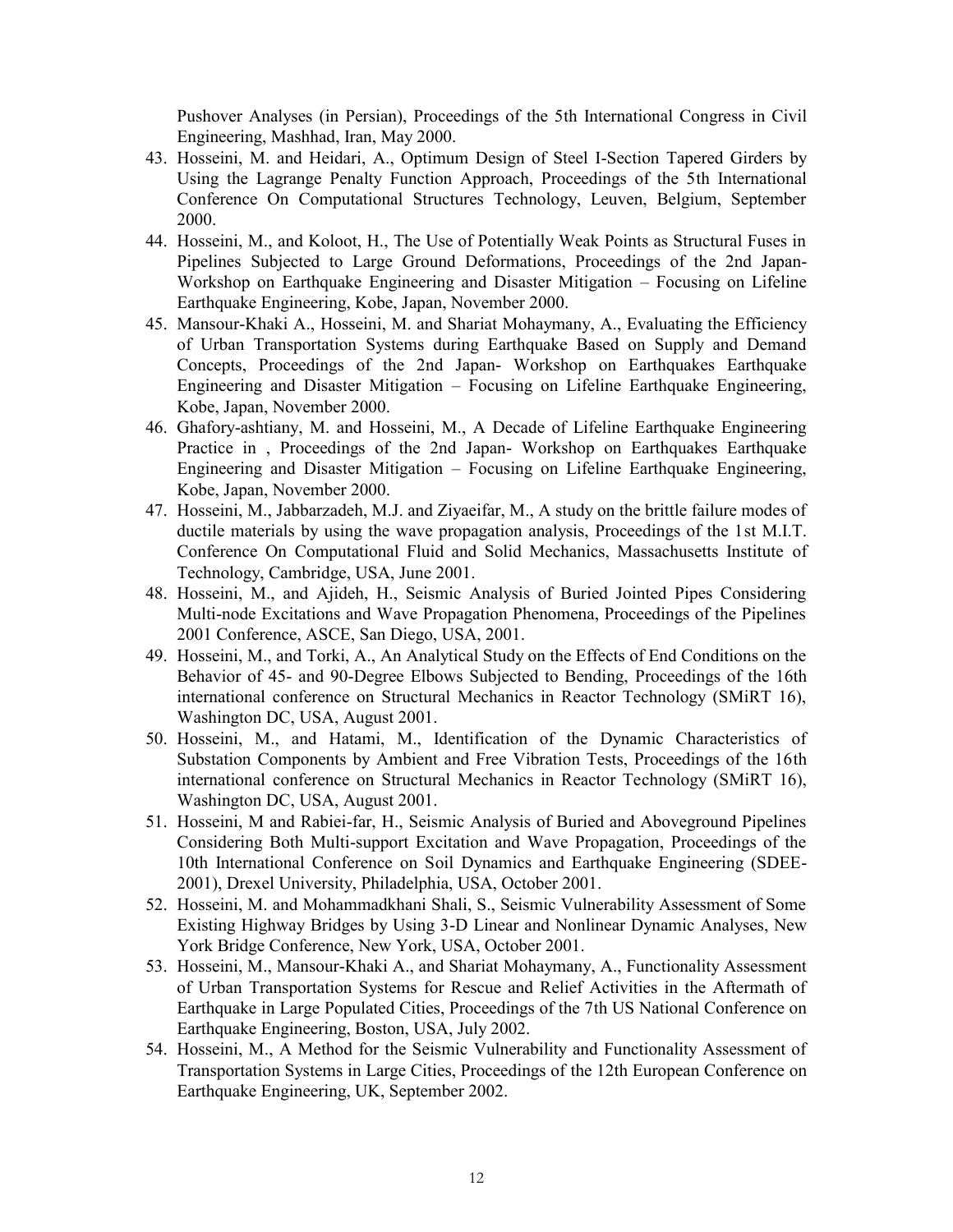Pushover Analyses (in Persian), Proceedings of the 5th International Congress in Civil Engineering, Mashhad, Iran, May 2000.

43. Hosseini, M. and Heidari, A., Optimum Design of Steel I-Section Tapered Girders by Using the Lagrange Penalty Function Approach, Proceedings of the 5th International Conference On Computational Structures Technology, Leuven, Belgium, September 2000.
44. Hosseini, M., and Koloot, H., The Use of Potentially Weak Points as Structural Fuses in Pipelines Subjected to Large Ground Deformations, Proceedings of the 2nd Japan- Workshop on Earthquake Engineering and Disaster Mitigation – Focusing on Lifeline Earthquake Engineering, Kobe, Japan, November 2000.
45. Mansour-Khaki A., Hosseini, M. and Shariat Mohaymany, A., Evaluating the Efficiency of Urban Transportation Systems during Earthquake Based on Supply and Demand Concepts, Proceedings of the 2nd Japan- Workshop on Earthquakes Earthquake Engineering and Disaster Mitigation – Focusing on Lifeline Earthquake Engineering, Kobe, Japan, November 2000.
46. Ghafory-ashtiany, M. and Hosseini, M., A Decade of Lifeline Earthquake Engineering Practice in , Proceedings of the 2nd Japan- Workshop on Earthquakes Earthquake Engineering and Disaster Mitigation – Focusing on Lifeline Earthquake Engineering, Kobe, Japan, November 2000.
47. Hosseini, M., Jabbarzadeh, M.J. and Ziyaeifar, M., A study on the brittle failure modes of ductile materials by using the wave propagation analysis, Proceedings of the 1st M.I.T. Conference On Computational Fluid and Solid Mechanics, Massachusetts Institute of Technology, Cambridge, USA, June 2001.
48. Hosseini, M., and Ajideh, H., Seismic Analysis of Buried Jointed Pipes Considering Multi-node Excitations and Wave Propagation Phenomena, Proceedings of the Pipelines 2001 Conference, ASCE, San Diego, USA, 2001.
49. Hosseini, M., and Torki, A., An Analytical Study on the Effects of End Conditions on the Behavior of 45- and 90-Degree Elbows Subjected to Bending, Proceedings of the 16th international conference on Structural Mechanics in Reactor Technology (SMiRT 16), Washington DC, USA, August 2001.
50. Hosseini, M., and Hatami, M., Identification of the Dynamic Characteristics of Substation Components by Ambient and Free Vibration Tests, Proceedings of the 16th international conference on Structural Mechanics in Reactor Technology (SMiRT 16), Washington DC, USA, August 2001.
51. Hosseini, M and Rabiei-far, H., Seismic Analysis of Buried and Aboveground Pipelines Considering Both Multi-support Excitation and Wave Propagation, Proceedings of the 10th International Conference on Soil Dynamics and Earthquake Engineering (SDEE-2001), Drexel University, Philadelphia, USA, October 2001.
52. Hosseini, M. and Mohammadkhani Shali, S., Seismic Vulnerability Assessment of Some Existing Highway Bridges by Using 3-D Linear and Nonlinear Dynamic Analyses, New York Bridge Conference, New York, USA, October 2001.
53. Hosseini, M., Mansour-Khaki A., and Shariat Mohaymany, A., Functionality Assessment of Urban Transportation Systems for Rescue and Relief Activities in the Aftermath of Earthquake in Large Populated Cities, Proceedings of the 7th US National Conference on Earthquake Engineering, Boston, USA, July 2002.
54. Hosseini, M., A Method for the Seismic Vulnerability and Functionality Assessment of Transportation Systems in Large Cities, Proceedings of the 12th European Conference on Earthquake Engineering, UK, September 2002.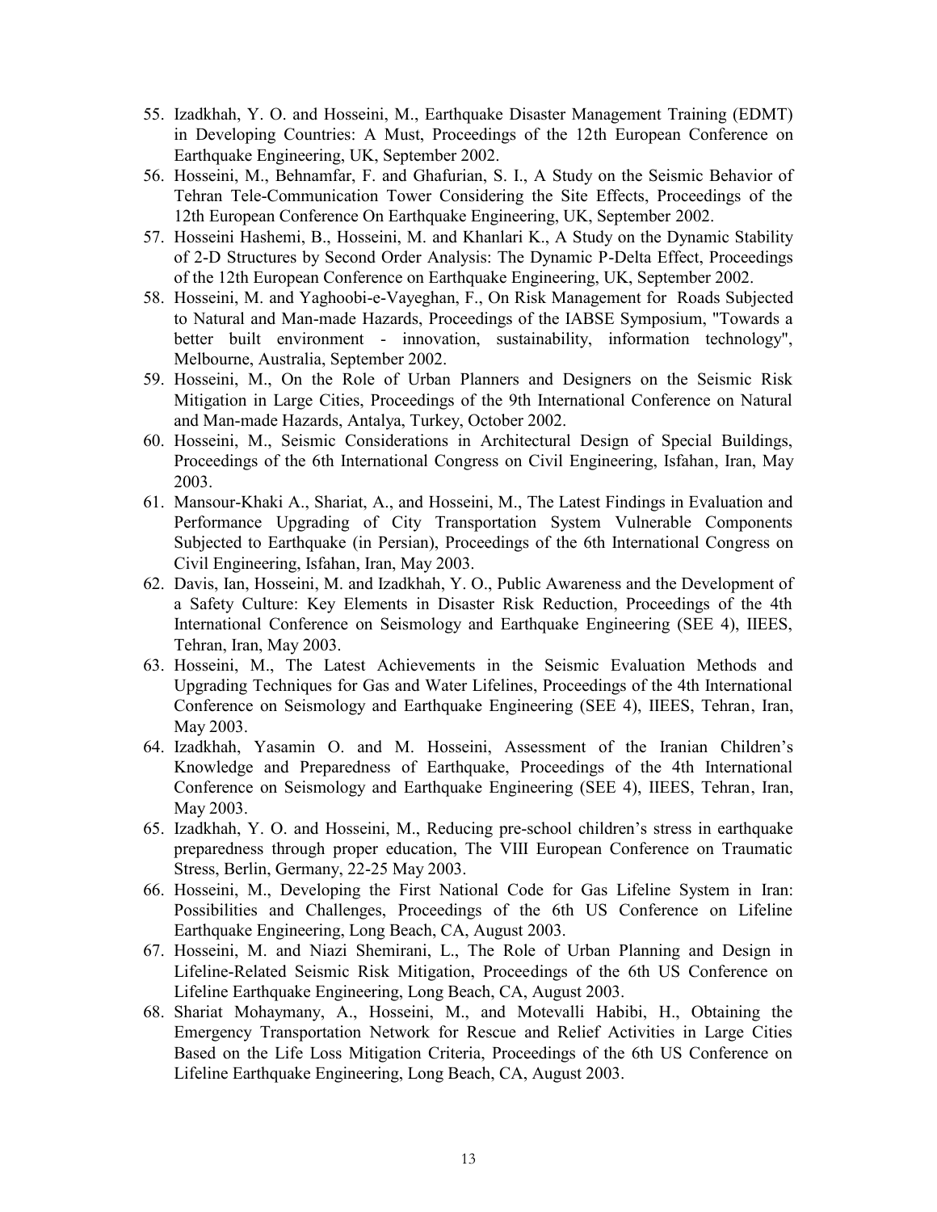55. Izadkhah, Y. O. and Hosseini, M., Earthquake Disaster Management Training (EDMT) in Developing Countries: A Must, Proceedings of the 12th European Conference on Earthquake Engineering, UK, September 2002.
56. Hosseini, M., Behnamfar, F. and Ghafurian, S. I., A Study on the Seismic Behavior of Tehran Tele-Communication Tower Considering the Site Effects, Proceedings of the 12th European Conference On Earthquake Engineering, UK, September 2002.
57. Hosseini Hashemi, B., Hosseini, M. and Khanlari K., A Study on the Dynamic Stability of 2-D Structures by Second Order Analysis: The Dynamic P-Delta Effect, Proceedings of the 12th European Conference on Earthquake Engineering, UK, September 2002.
58. Hosseini, M. and Yaghoobi-e-Vayeghan, F., On Risk Management for Roads Subjected to Natural and Man-made Hazards, Proceedings of the IABSE Symposium, "Towards a better built environment - innovation, sustainability, information technology", Melbourne, Australia, September 2002.
59. Hosseini, M., On the Role of Urban Planners and Designers on the Seismic Risk Mitigation in Large Cities, Proceedings of the 9th International Conference on Natural and Man-made Hazards, Antalya, Turkey, October 2002.
60. Hosseini, M., Seismic Considerations in Architectural Design of Special Buildings, Proceedings of the 6th International Congress on Civil Engineering, Isfahan, Iran, May 2003.
61. Mansour-Khaki A., Shariat, A., and Hosseini, M., The Latest Findings in Evaluation and Performance Upgrading of City Transportation System Vulnerable Components Subjected to Earthquake (in Persian), Proceedings of the 6th International Congress on Civil Engineering, Isfahan, Iran, May 2003.
62. Davis, Ian, Hosseini, M. and Izadkhah, Y. O., Public Awareness and the Development of a Safety Culture: Key Elements in Disaster Risk Reduction, Proceedings of the 4th International Conference on Seismology and Earthquake Engineering (SEE 4), IIEES, Tehran, Iran, May 2003.
63. Hosseini, M., The Latest Achievements in the Seismic Evaluation Methods and Upgrading Techniques for Gas and Water Lifelines, Proceedings of the 4th International Conference on Seismology and Earthquake Engineering (SEE 4), IIEES, Tehran, Iran, May 2003.
64. Izadkhah, Yasamin O. and M. Hosseini, Assessment of the Iranian Children's Knowledge and Preparedness of Earthquake, Proceedings of the 4th International Conference on Seismology and Earthquake Engineering (SEE 4), IIEES, Tehran, Iran, May 2003.
65. Izadkhah, Y. O. and Hosseini, M., Reducing pre-school children's stress in earthquake preparedness through proper education, The VIII European Conference on Traumatic Stress, Berlin, Germany, 22-25 May 2003.
66. Hosseini, M., Developing the First National Code for Gas Lifeline System in Iran: Possibilities and Challenges, Proceedings of the 6th US Conference on Lifeline Earthquake Engineering, Long Beach, CA, August 2003.
67. Hosseini, M. and Niazi Shemirani, L., The Role of Urban Planning and Design in Lifeline-Related Seismic Risk Mitigation, Proceedings of the 6th US Conference on Lifeline Earthquake Engineering, Long Beach, CA, August 2003.
68. Shariat Mohaymany, A., Hosseini, M., and Motevalli Habibi, H., Obtaining the Emergency Transportation Network for Rescue and Relief Activities in Large Cities Based on the Life Loss Mitigation Criteria, Proceedings of the 6th US Conference on Lifeline Earthquake Engineering, Long Beach, CA, August 2003.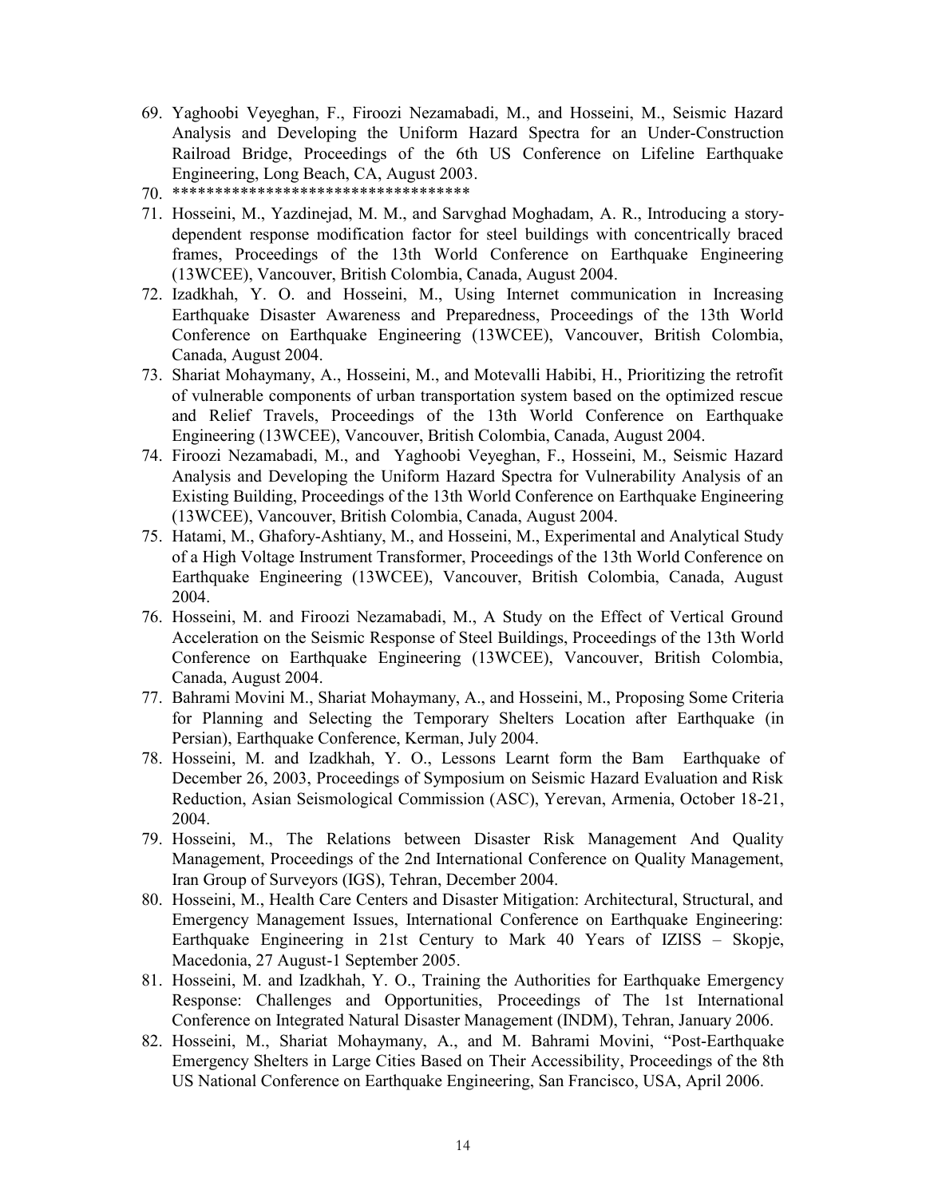69. Yaghoobi Veyeghan, F., Firoozi Nezamabadi, M., and Hosseini, M., Seismic Hazard Analysis and Developing the Uniform Hazard Spectra for an Under-Construction Railroad Bridge, Proceedings of the 6th US Conference on Lifeline Earthquake Engineering, Long Beach, CA, August 2003.
70. ************************************
71. Hosseini, M., Yazdinejad, M. M., and Sarvghad Moghadam, A. R., Introducing a story-dependent response modification factor for steel buildings with concentrically braced frames, Proceedings of the 13th World Conference on Earthquake Engineering (13WCEE), Vancouver, British Colombia, Canada, August 2004.
72. Izadkhah, Y. O. and Hosseini, M., Using Internet communication in Increasing Earthquake Disaster Awareness and Preparedness, Proceedings of the 13th World Conference on Earthquake Engineering (13WCEE), Vancouver, British Colombia, Canada, August 2004.
73. Shariat Mohaymany, A., Hosseini, M., and Motevalli Habibi, H., Prioritizing the retrofit of vulnerable components of urban transportation system based on the optimized rescue and Relief Travels, Proceedings of the 13th World Conference on Earthquake Engineering (13WCEE), Vancouver, British Colombia, Canada, August 2004.
74. Firoozi Nezamabadi, M., and Yaghoobi Veyeghan, F., Hosseini, M., Seismic Hazard Analysis and Developing the Uniform Hazard Spectra for Vulnerability Analysis of an Existing Building, Proceedings of the 13th World Conference on Earthquake Engineering (13WCEE), Vancouver, British Colombia, Canada, August 2004.
75. Hatami, M., Ghafory-Ashtiany, M., and Hosseini, M., Experimental and Analytical Study of a High Voltage Instrument Transformer, Proceedings of the 13th World Conference on Earthquake Engineering (13WCEE), Vancouver, British Colombia, Canada, August 2004.
76. Hosseini, M. and Firoozi Nezamabadi, M., A Study on the Effect of Vertical Ground Acceleration on the Seismic Response of Steel Buildings, Proceedings of the 13th World Conference on Earthquake Engineering (13WCEE), Vancouver, British Colombia, Canada, August 2004.
77. Bahrami Movini M., Shariat Mohaymany, A., and Hosseini, M., Proposing Some Criteria for Planning and Selecting the Temporary Shelters Location after Earthquake (in Persian), Earthquake Conference, Kerman, July 2004.
78. Hosseini, M. and Izadkhah, Y. O., Lessons Learnt form the Bam Earthquake of December 26, 2003, Proceedings of Symposium on Seismic Hazard Evaluation and Risk Reduction, Asian Seismological Commission (ASC), Yerevan, Armenia, October 18-21, 2004.
79. Hosseini, M., The Relations between Disaster Risk Management And Quality Management, Proceedings of the 2nd International Conference on Quality Management, Iran Group of Surveyors (IGS), Tehran, December 2004.
80. Hosseini, M., Health Care Centers and Disaster Mitigation: Architectural, Structural, and Emergency Management Issues, International Conference on Earthquake Engineering: Earthquake Engineering in 21st Century to Mark 40 Years of IZISS – Skopje, Macedonia, 27 August-1 September 2005.
81. Hosseini, M. and Izadkhah, Y. O., Training the Authorities for Earthquake Emergency Response: Challenges and Opportunities, Proceedings of The 1st International Conference on Integrated Natural Disaster Management (INDM), Tehran, January 2006.
82. Hosseini, M., Shariat Mohaymany, A., and M. Bahrami Movini, "Post-Earthquake Emergency Shelters in Large Cities Based on Their Accessibility, Proceedings of the 8th US National Conference on Earthquake Engineering, San Francisco, USA, April 2006.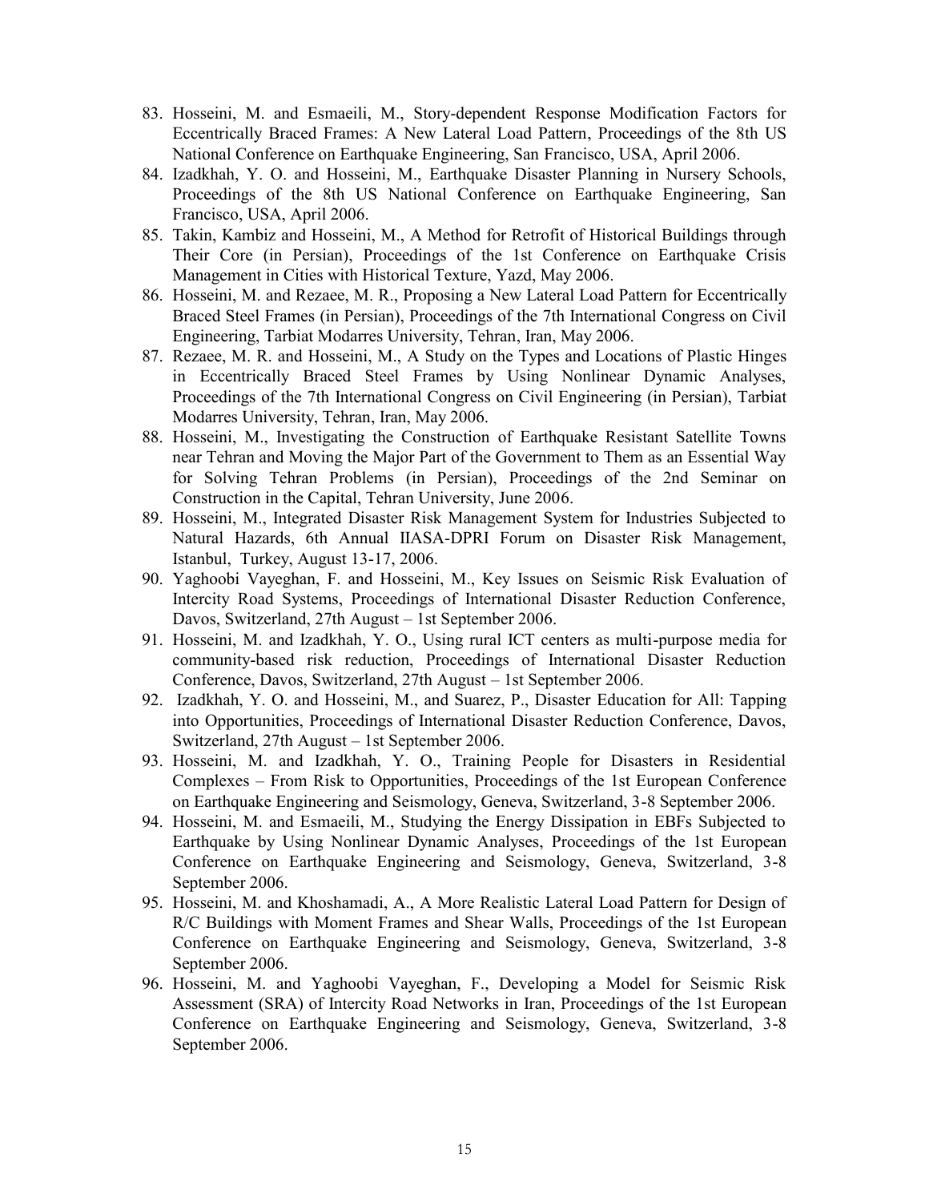83. Hosseini, M. and Esmaeili, M., Story-dependent Response Modification Factors for Eccentrically Braced Frames: A New Lateral Load Pattern, Proceedings of the 8th US National Conference on Earthquake Engineering, San Francisco, USA, April 2006.
84. Izadkhah, Y. O. and Hosseini, M., Earthquake Disaster Planning in Nursery Schools, Proceedings of the 8th US National Conference on Earthquake Engineering, San Francisco, USA, April 2006.
85. Takin, Kambiz and Hosseini, M., A Method for Retrofit of Historical Buildings through Their Core (in Persian), Proceedings of the 1st Conference on Earthquake Crisis Management in Cities with Historical Texture, Yazd, May 2006.
86. Hosseini, M. and Rezaee, M. R., Proposing a New Lateral Load Pattern for Eccentrically Braced Steel Frames (in Persian), Proceedings of the 7th International Congress on Civil Engineering, Tarbiat Modarres University, Tehran, Iran, May 2006.
87. Rezaee, M. R. and Hosseini, M., A Study on the Types and Locations of Plastic Hinges in Eccentrically Braced Steel Frames by Using Nonlinear Dynamic Analyses, Proceedings of the 7th International Congress on Civil Engineering (in Persian), Tarbiat Modarres University, Tehran, Iran, May 2006.
88. Hosseini, M., Investigating the Construction of Earthquake Resistant Satellite Towns near Tehran and Moving the Major Part of the Government to Them as an Essential Way for Solving Tehran Problems (in Persian), Proceedings of the 2nd Seminar on Construction in the Capital, Tehran University, June 2006.
89. Hosseini, M., Integrated Disaster Risk Management System for Industries Subjected to Natural Hazards, 6th Annual IIASA-DPRI Forum on Disaster Risk Management, Istanbul, Turkey, August 13-17, 2006.
90. Yaghoobi Vayeghan, F. and Hosseini, M., Key Issues on Seismic Risk Evaluation of Intercity Road Systems, Proceedings of International Disaster Reduction Conference, Davos, Switzerland, 27th August – 1st September 2006.
91. Hosseini, M. and Izadkhah, Y. O., Using rural ICT centers as multi-purpose media for community-based risk reduction, Proceedings of International Disaster Reduction Conference, Davos, Switzerland, 27th August – 1st September 2006.
92. Izadkhah, Y. O. and Hosseini, M., and Suarez, P., Disaster Education for All: Tapping into Opportunities, Proceedings of International Disaster Reduction Conference, Davos, Switzerland, 27th August – 1st September 2006.
93. Hosseini, M. and Izadkhah, Y. O., Training People for Disasters in Residential Complexes – From Risk to Opportunities, Proceedings of the 1st European Conference on Earthquake Engineering and Seismology, Geneva, Switzerland, 3-8 September 2006.
94. Hosseini, M. and Esmaeili, M., Studying the Energy Dissipation in EBFs Subjected to Earthquake by Using Nonlinear Dynamic Analyses, Proceedings of the 1st European Conference on Earthquake Engineering and Seismology, Geneva, Switzerland, 3-8 September 2006.
95. Hosseini, M. and Khoshamadi, A., A More Realistic Lateral Load Pattern for Design of R/C Buildings with Moment Frames and Shear Walls, Proceedings of the 1st European Conference on Earthquake Engineering and Seismology, Geneva, Switzerland, 3-8 September 2006.
96. Hosseini, M. and Yaghoobi Vayeghan, F., Developing a Model for Seismic Risk Assessment (SRA) of Intercity Road Networks in Iran, Proceedings of the 1st European Conference on Earthquake Engineering and Seismology, Geneva, Switzerland, 3-8 September 2006.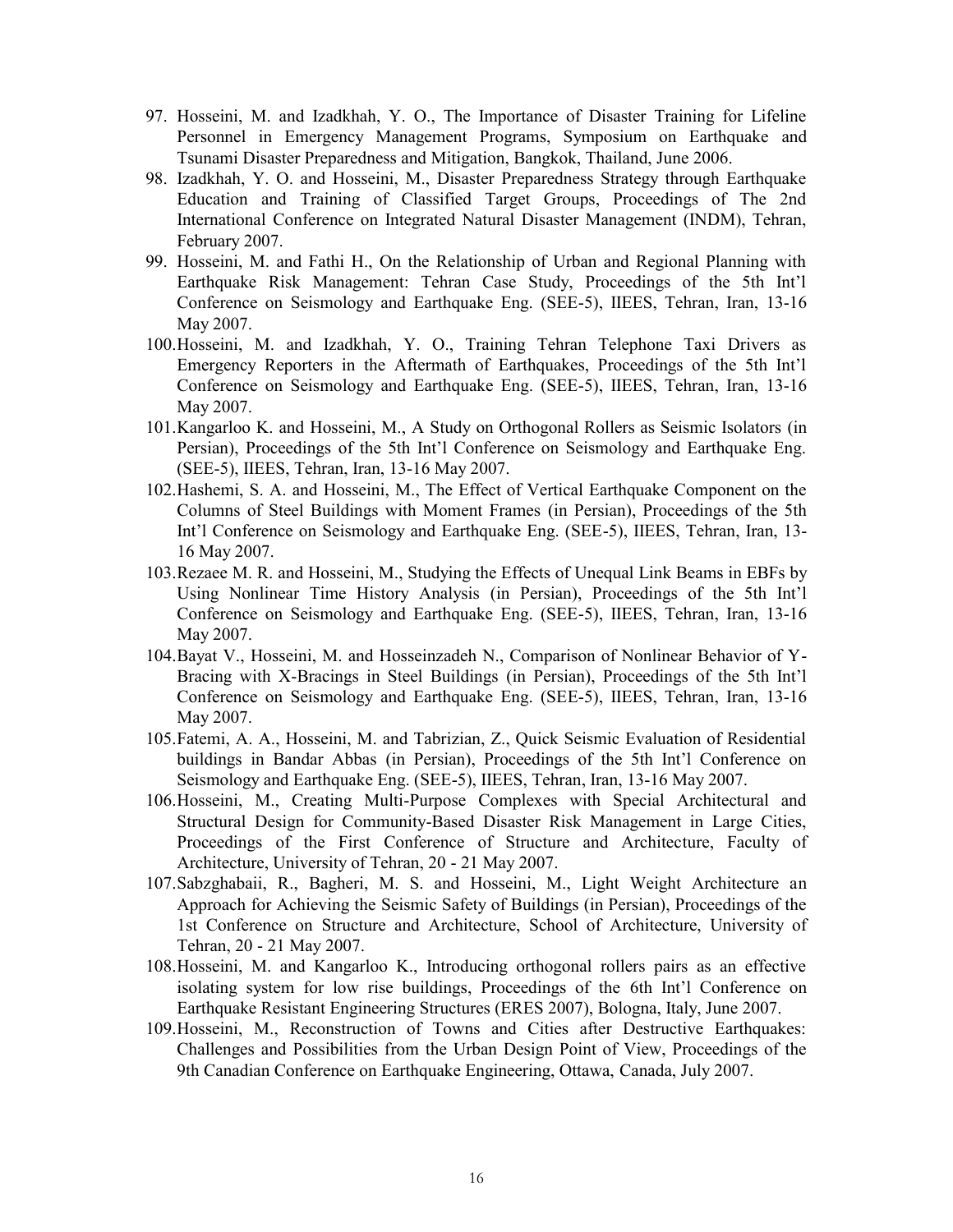97. Hosseini, M. and Izadkhah, Y. O., The Importance of Disaster Training for Lifeline Personnel in Emergency Management Programs, Symposium on Earthquake and Tsunami Disaster Preparedness and Mitigation, Bangkok, Thailand, June 2006.
98. Izadkhah, Y. O. and Hosseini, M., Disaster Preparedness Strategy through Earthquake Education and Training of Classified Target Groups, Proceedings of The 2nd International Conference on Integrated Natural Disaster Management (INDM), Tehran, February 2007.
99. Hosseini, M. and Fathi H., On the Relationship of Urban and Regional Planning with Earthquake Risk Management: Tehran Case Study, Proceedings of the 5th Int'l Conference on Seismology and Earthquake Eng. (SEE-5), IIEES, Tehran, Iran, 13-16 May 2007.
100. Hosseini, M. and Izadkhah, Y. O., Training Tehran Telephone Taxi Drivers as Emergency Reporters in the Aftermath of Earthquakes, Proceedings of the 5th Int'l Conference on Seismology and Earthquake Eng. (SEE-5), IIEES, Tehran, Iran, 13-16 May 2007.
101. Kangarloo K. and Hosseini, M., A Study on Orthogonal Rollers as Seismic Isolators (in Persian), Proceedings of the 5th Int'l Conference on Seismology and Earthquake Eng. (SEE-5), IIEES, Tehran, Iran, 13-16 May 2007.
102. Hashemi, S. A. and Hosseini, M., The Effect of Vertical Earthquake Component on the Columns of Steel Buildings with Moment Frames (in Persian), Proceedings of the 5th Int'l Conference on Seismology and Earthquake Eng. (SEE-5), IIEES, Tehran, Iran, 13-16 May 2007.
103. Rezaee M. R. and Hosseini, M., Studying the Effects of Unequal Link Beams in EBFs by Using Nonlinear Time History Analysis (in Persian), Proceedings of the 5th Int'l Conference on Seismology and Earthquake Eng. (SEE-5), IIEES, Tehran, Iran, 13-16 May 2007.
104. Bayat V., Hosseini, M. and Hosseinzadeh N., Comparison of Nonlinear Behavior of Y-Bracing with X-Bracings in Steel Buildings (in Persian), Proceedings of the 5th Int'l Conference on Seismology and Earthquake Eng. (SEE-5), IIEES, Tehran, Iran, 13-16 May 2007.
105. Fatemi, A. A., Hosseini, M. and Tabrizian, Z., Quick Seismic Evaluation of Residential buildings in Bandar Abbas (in Persian), Proceedings of the 5th Int'l Conference on Seismology and Earthquake Eng. (SEE-5), IIEES, Tehran, Iran, 13-16 May 2007.
106. Hosseini, M., Creating Multi-Purpose Complexes with Special Architectural and Structural Design for Community-Based Disaster Risk Management in Large Cities, Proceedings of the First Conference of Structure and Architecture, Faculty of Architecture, University of Tehran, 20 - 21 May 2007.
107. Sabzghabaii, R., Bagheri, M. S. and Hosseini, M., Light Weight Architecture an Approach for Achieving the Seismic Safety of Buildings (in Persian), Proceedings of the 1st Conference on Structure and Architecture, School of Architecture, University of Tehran, 20 - 21 May 2007.
108. Hosseini, M. and Kangarloo K., Introducing orthogonal rollers pairs as an effective isolating system for low rise buildings, Proceedings of the 6th Int'l Conference on Earthquake Resistant Engineering Structures (ERES 2007), Bologna, Italy, June 2007.
109. Hosseini, M., Reconstruction of Towns and Cities after Destructive Earthquakes: Challenges and Possibilities from the Urban Design Point of View, Proceedings of the 9th Canadian Conference on Earthquake Engineering, Ottawa, Canada, July 2007.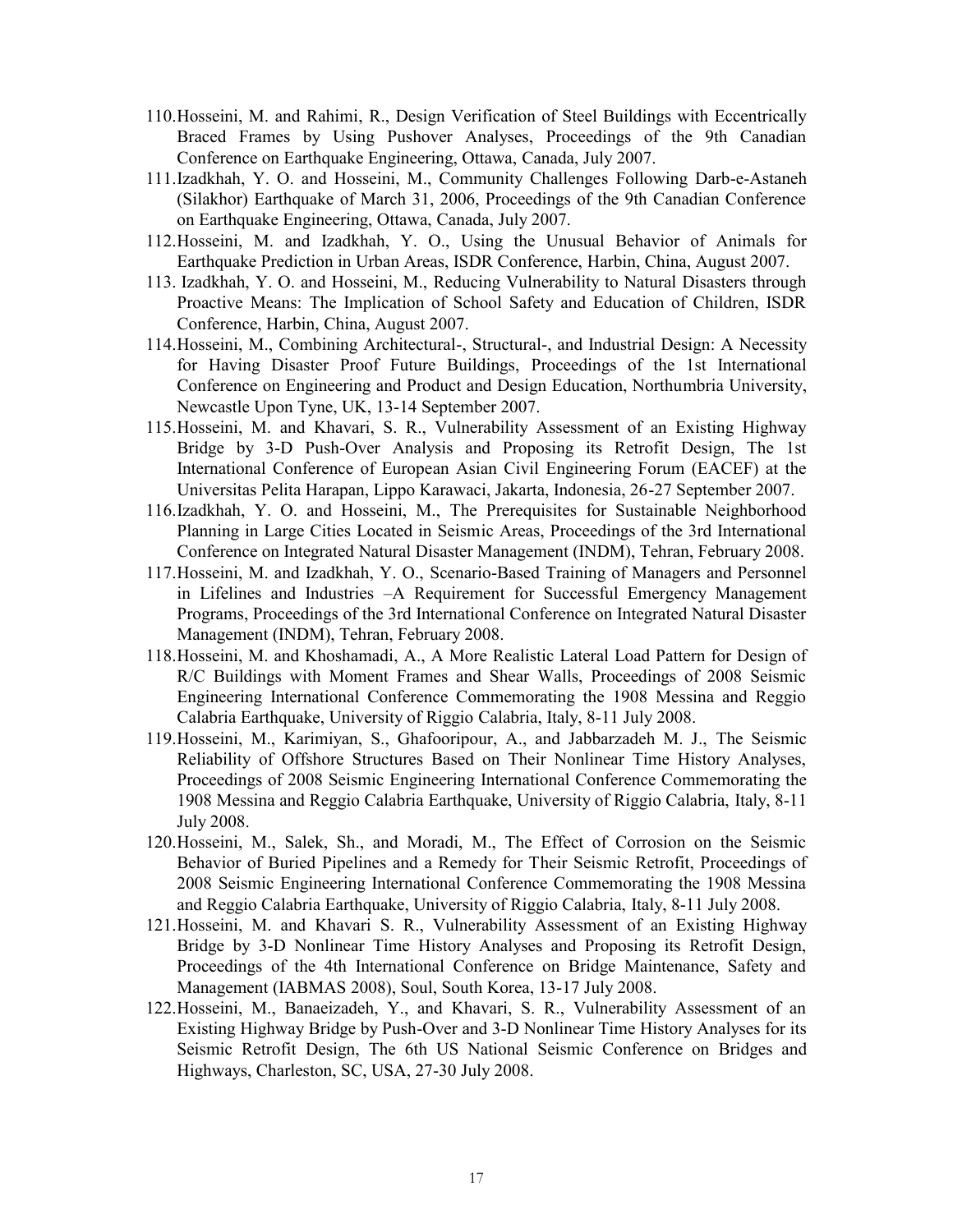110. Hosseini, M. and Rahimi, R., Design Verification of Steel Buildings with Eccentrically Braced Frames by Using Pushover Analyses, Proceedings of the 9th Canadian Conference on Earthquake Engineering, Ottawa, Canada, July 2007.
111. Izadkhah, Y. O. and Hosseini, M., Community Challenges Following Darb-e-Astaneh (Silakhor) Earthquake of March 31, 2006, Proceedings of the 9th Canadian Conference on Earthquake Engineering, Ottawa, Canada, July 2007.
112. Hosseini, M. and Izadkhah, Y. O., Using the Unusual Behavior of Animals for Earthquake Prediction in Urban Areas, ISDR Conference, Harbin, China, August 2007.
113. Izadkhah, Y. O. and Hosseini, M., Reducing Vulnerability to Natural Disasters through Proactive Means: The Implication of School Safety and Education of Children, ISDR Conference, Harbin, China, August 2007.
114. Hosseini, M., Combining Architectural-, Structural-, and Industrial Design: A Necessity for Having Disaster Proof Future Buildings, Proceedings of the 1st International Conference on Engineering and Product and Design Education, Northumbria University, Newcastle Upon Tyne, UK, 13-14 September 2007.
115. Hosseini, M. and Khavari, S. R., Vulnerability Assessment of an Existing Highway Bridge by 3-D Push-Over Analysis and Proposing its Retrofit Design, The 1st International Conference of European Asian Civil Engineering Forum (EACEF) at the Universitas Pelita Harapan, Lippo Karawaci, Jakarta, Indonesia, 26-27 September 2007.
116. Izadkhah, Y. O. and Hosseini, M., The Prerequisites for Sustainable Neighborhood Planning in Large Cities Located in Seismic Areas, Proceedings of the 3rd International Conference on Integrated Natural Disaster Management (INDM), Tehran, February 2008.
117. Hosseini, M. and Izadkhah, Y. O., Scenario-Based Training of Managers and Personnel in Lifelines and Industries –A Requirement for Successful Emergency Management Programs, Proceedings of the 3rd International Conference on Integrated Natural Disaster Management (INDM), Tehran, February 2008.
118. Hosseini, M. and Khoshamadi, A., A More Realistic Lateral Load Pattern for Design of R/C Buildings with Moment Frames and Shear Walls, Proceedings of 2008 Seismic Engineering International Conference Commemorating the 1908 Messina and Reggio Calabria Earthquake, University of Riggio Calabria, Italy, 8-11 July 2008.
119. Hosseini, M., Karimiyan, S., Ghafooripour, A., and Jabbarzadeh M. J., The Seismic Reliability of Offshore Structures Based on Their Nonlinear Time History Analyses, Proceedings of 2008 Seismic Engineering International Conference Commemorating the 1908 Messina and Reggio Calabria Earthquake, University of Riggio Calabria, Italy, 8-11 July 2008.
120. Hosseini, M., Salek, Sh., and Moradi, M., The Effect of Corrosion on the Seismic Behavior of Buried Pipelines and a Remedy for Their Seismic Retrofit, Proceedings of 2008 Seismic Engineering International Conference Commemorating the 1908 Messina and Reggio Calabria Earthquake, University of Riggio Calabria, Italy, 8-11 July 2008.
121. Hosseini, M. and Khavari S. R., Vulnerability Assessment of an Existing Highway Bridge by 3-D Nonlinear Time History Analyses and Proposing its Retrofit Design, Proceedings of the 4th International Conference on Bridge Maintenance, Safety and Management (IABMAS 2008), Soul, South Korea, 13-17 July 2008.
122. Hosseini, M., Banaeizadeh, Y., and Khavari, S. R., Vulnerability Assessment of an Existing Highway Bridge by Push-Over and 3-D Nonlinear Time History Analyses for its Seismic Retrofit Design, The 6th US National Seismic Conference on Bridges and Highways, Charleston, SC, USA, 27-30 July 2008.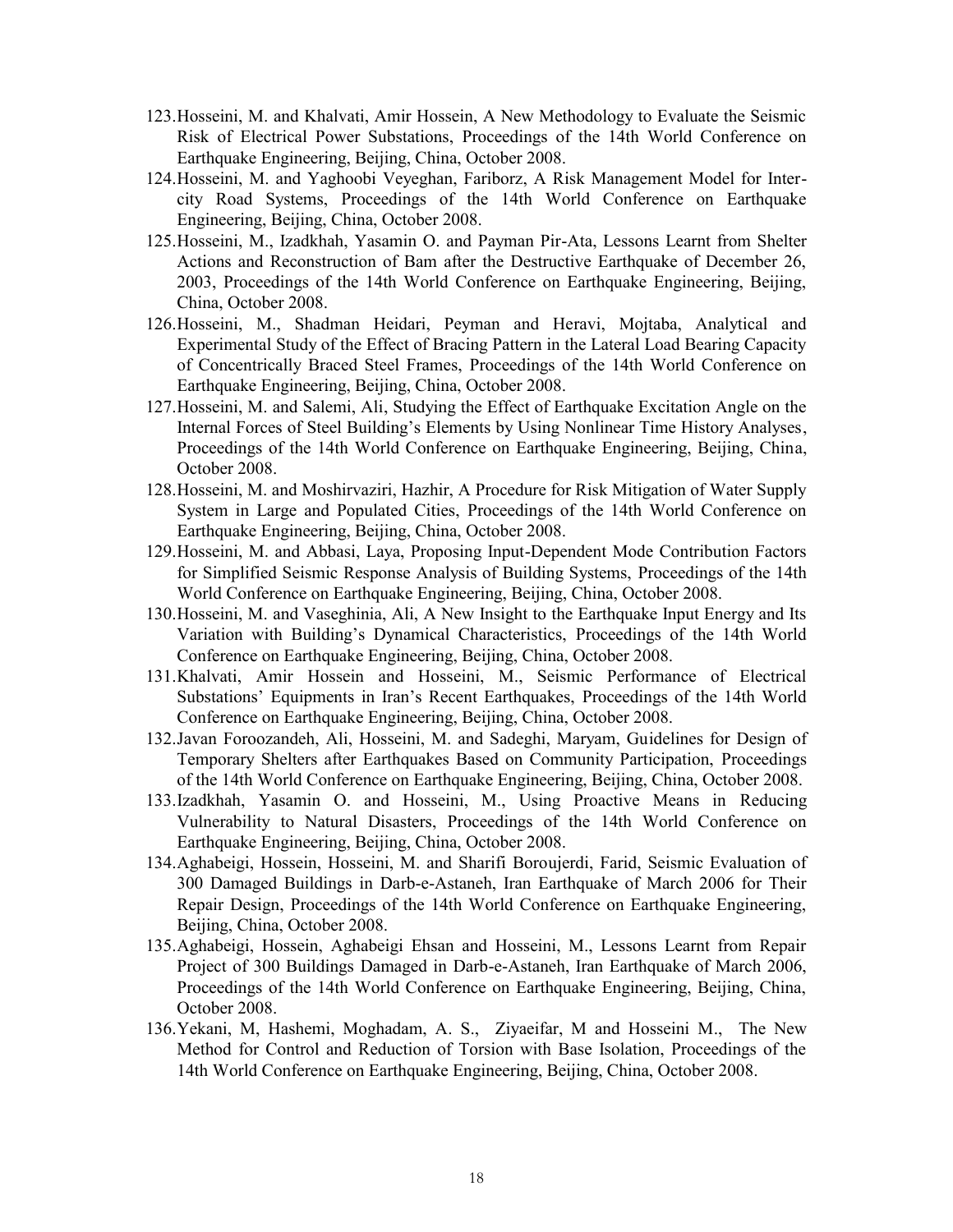123. Hosseini, M. and Khalvati, Amir Hossein, A New Methodology to Evaluate the Seismic Risk of Electrical Power Substations, Proceedings of the 14th World Conference on Earthquake Engineering, Beijing, China, October 2008.
124. Hosseini, M. and Yaghoobi Veyeghan, Fariborz, A Risk Management Model for Inter-city Road Systems, Proceedings of the 14th World Conference on Earthquake Engineering, Beijing, China, October 2008.
125. Hosseini, M., Izadkhah, Yasamin O. and Payman Pir-Ata, Lessons Learnt from Shelter Actions and Reconstruction of Bam after the Destructive Earthquake of December 26, 2003, Proceedings of the 14th World Conference on Earthquake Engineering, Beijing, China, October 2008.
126. Hosseini, M., Shadman Heidari, Peyman and Heravi, Mojtaba, Analytical and Experimental Study of the Effect of Bracing Pattern in the Lateral Load Bearing Capacity of Concentrically Braced Steel Frames, Proceedings of the 14th World Conference on Earthquake Engineering, Beijing, China, October 2008.
127. Hosseini, M. and Salemi, Ali, Studying the Effect of Earthquake Excitation Angle on the Internal Forces of Steel Building's Elements by Using Nonlinear Time History Analyses, Proceedings of the 14th World Conference on Earthquake Engineering, Beijing, China, October 2008.
128. Hosseini, M. and Moshirvaziri, Hazhir, A Procedure for Risk Mitigation of Water Supply System in Large and Populated Cities, Proceedings of the 14th World Conference on Earthquake Engineering, Beijing, China, October 2008.
129. Hosseini, M. and Abbasi, Laya, Proposing Input-Dependent Mode Contribution Factors for Simplified Seismic Response Analysis of Building Systems, Proceedings of the 14th World Conference on Earthquake Engineering, Beijing, China, October 2008.
130. Hosseini, M. and Vaseghinia, Ali, A New Insight to the Earthquake Input Energy and Its Variation with Building's Dynamical Characteristics, Proceedings of the 14th World Conference on Earthquake Engineering, Beijing, China, October 2008.
131. Khalvati, Amir Hossein and Hosseini, M., Seismic Performance of Electrical Substations' Equipments in Iran's Recent Earthquakes, Proceedings of the 14th World Conference on Earthquake Engineering, Beijing, China, October 2008.
132. Javan Foroozandeh, Ali, Hosseini, M. and Sadeghi, Maryam, Guidelines for Design of Temporary Shelters after Earthquakes Based on Community Participation, Proceedings of the 14th World Conference on Earthquake Engineering, Beijing, China, October 2008.
133. Izadkhah, Yasamin O. and Hosseini, M., Using Proactive Means in Reducing Vulnerability to Natural Disasters, Proceedings of the 14th World Conference on Earthquake Engineering, Beijing, China, October 2008.
134. Aghabeigi, Hossein, Hosseini, M. and Sharifi Boroujerdi, Farid, Seismic Evaluation of 300 Damaged Buildings in Darb-e-Astaneh, Iran Earthquake of March 2006 for Their Repair Design, Proceedings of the 14th World Conference on Earthquake Engineering, Beijing, China, October 2008.
135. Aghabeigi, Hossein, Aghabeigi Ehsan and Hosseini, M., Lessons Learnt from Repair Project of 300 Buildings Damaged in Darb-e-Astaneh, Iran Earthquake of March 2006, Proceedings of the 14th World Conference on Earthquake Engineering, Beijing, China, October 2008.
136. Yekani, M, Hashemi, Moghadam, A. S., Ziyaeifar, M and Hosseini M., The New Method for Control and Reduction of Torsion with Base Isolation, Proceedings of the 14th World Conference on Earthquake Engineering, Beijing, China, October 2008.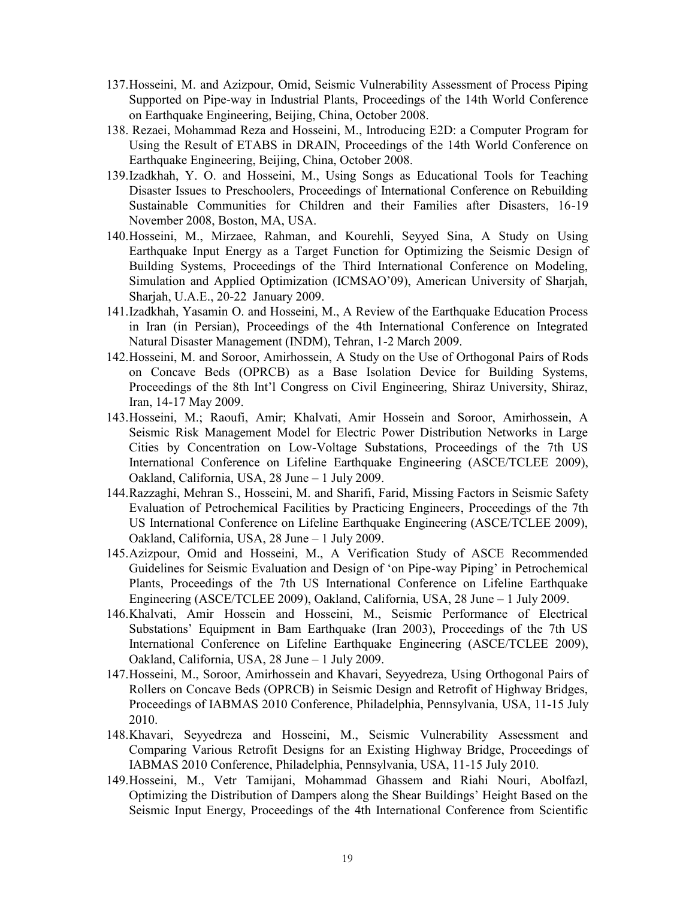137. Hosseini, M. and Azizpour, Omid, Seismic Vulnerability Assessment of Process Piping Supported on Pipe-way in Industrial Plants, Proceedings of the 14th World Conference on Earthquake Engineering, Beijing, China, October 2008.
138. Rezaei, Mohammad Reza and Hosseini, M., Introducing E2D: a Computer Program for Using the Result of ETABS in DRAIN, Proceedings of the 14th World Conference on Earthquake Engineering, Beijing, China, October 2008.
139. Izadkhah, Y. O. and Hosseini, M., Using Songs as Educational Tools for Teaching Disaster Issues to Preschoolers, Proceedings of International Conference on Rebuilding Sustainable Communities for Children and their Families after Disasters, 16-19 November 2008, Boston, MA, USA.
140. Hosseini, M., Mirzaee, Rahman, and Kourehli, Seyyed Sina, A Study on Using Earthquake Input Energy as a Target Function for Optimizing the Seismic Design of Building Systems, Proceedings of the Third International Conference on Modeling, Simulation and Applied Optimization (ICMSAO'09), American University of Sharjah, Sharjah, U.A.E., 20-22 January 2009.
141. Izadkhah, Yasamin O. and Hosseini, M., A Review of the Earthquake Education Process in Iran (in Persian), Proceedings of the 4th International Conference on Integrated Natural Disaster Management (INDM), Tehran, 1-2 March 2009.
142. Hosseini, M. and Soroor, Amirhossein, A Study on the Use of Orthogonal Pairs of Rods on Concave Beds (OPRCB) as a Base Isolation Device for Building Systems, Proceedings of the 8th Int'l Congress on Civil Engineering, Shiraz University, Shiraz, Iran, 14-17 May 2009.
143. Hosseini, M.; Raoufi, Amir; Khalvati, Amir Hossein and Soroor, Amirhossein, A Seismic Risk Management Model for Electric Power Distribution Networks in Large Cities by Concentration on Low-Voltage Substations, Proceedings of the 7th US International Conference on Lifeline Earthquake Engineering (ASCE/TCLEE 2009), Oakland, California, USA, 28 June – 1 July 2009.
144. Razzaghi, Mehran S., Hosseini, M. and Sharifi, Farid, Missing Factors in Seismic Safety Evaluation of Petrochemical Facilities by Practicing Engineers, Proceedings of the 7th US International Conference on Lifeline Earthquake Engineering (ASCE/TCLEE 2009), Oakland, California, USA, 28 June – 1 July 2009.
145. Azizpour, Omid and Hosseini, M., A Verification Study of ASCE Recommended Guidelines for Seismic Evaluation and Design of 'on Pipe-way Piping' in Petrochemical Plants, Proceedings of the 7th US International Conference on Lifeline Earthquake Engineering (ASCE/TCLEE 2009), Oakland, California, USA, 28 June – 1 July 2009.
146. Khalvati, Amir Hossein and Hosseini, M., Seismic Performance of Electrical Substations' Equipment in Bam Earthquake (Iran 2003), Proceedings of the 7th US International Conference on Lifeline Earthquake Engineering (ASCE/TCLEE 2009), Oakland, California, USA, 28 June – 1 July 2009.
147. Hosseini, M., Soroor, Amirhossein and Khavari, Seyyedreza, Using Orthogonal Pairs of Rollers on Concave Beds (OPRCB) in Seismic Design and Retrofit of Highway Bridges, Proceedings of IABMAS 2010 Conference, Philadelphia, Pennsylvania, USA, 11-15 July 2010.
148. Khavari, Seyyedreza and Hosseini, M., Seismic Vulnerability Assessment and Comparing Various Retrofit Designs for an Existing Highway Bridge, Proceedings of IABMAS 2010 Conference, Philadelphia, Pennsylvania, USA, 11-15 July 2010.
149. Hosseini, M., Vetr Tamijani, Mohammad Ghassem and Riahi Nouri, Abolfazl, Optimizing the Distribution of Dampers along the Shear Buildings' Height Based on the Seismic Input Energy, Proceedings of the 4th International Conference from Scientific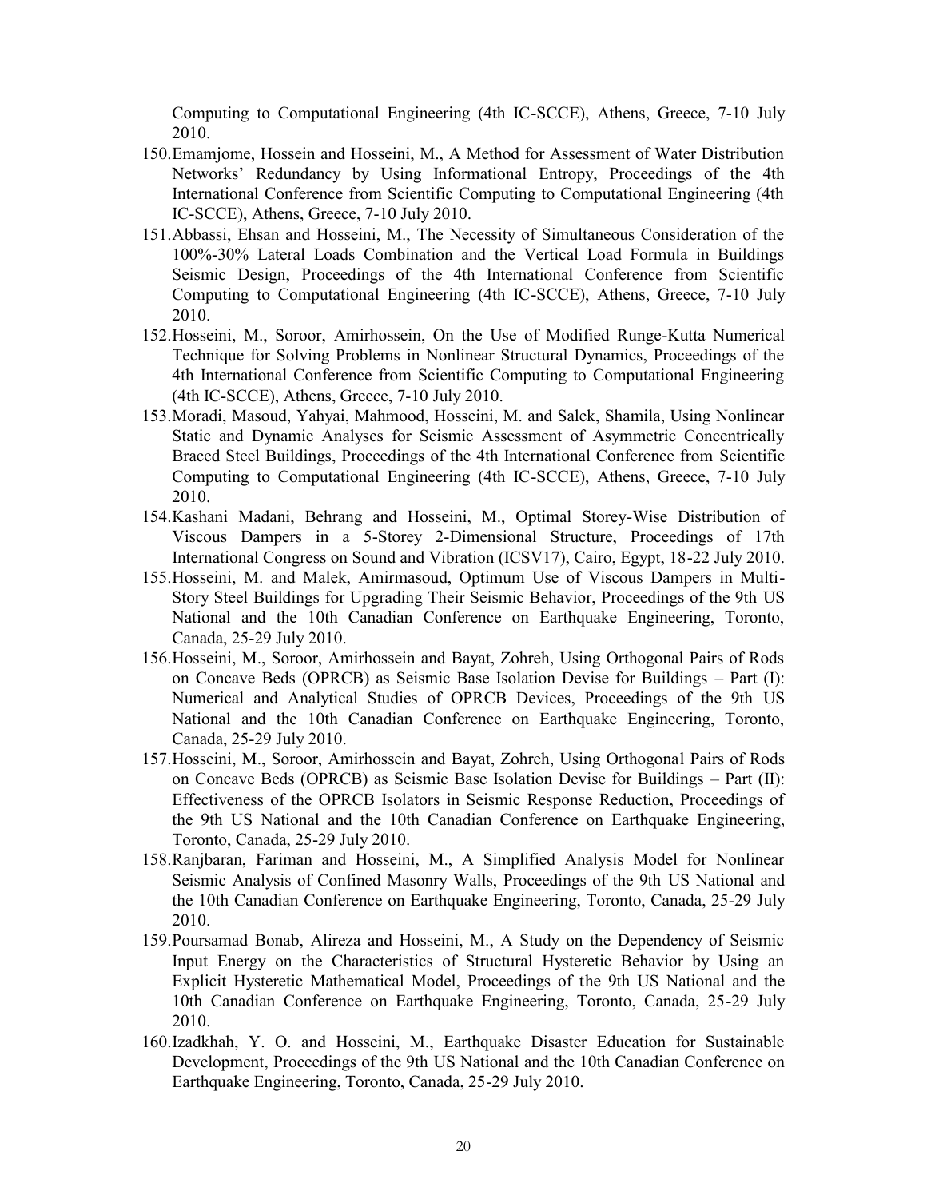Computing to Computational Engineering (4th IC-SCCE), Athens, Greece, 7-10 July 2010.

150. Emamjome, Hossein and Hosseini, M., A Method for Assessment of Water Distribution Networks' Redundancy by Using Informational Entropy, Proceedings of the 4th International Conference from Scientific Computing to Computational Engineering (4th IC-SCCE), Athens, Greece, 7-10 July 2010.
151. Abbassi, Ehsan and Hosseini, M., The Necessity of Simultaneous Consideration of the 100%-30% Lateral Loads Combination and the Vertical Load Formula in Buildings Seismic Design, Proceedings of the 4th International Conference from Scientific Computing to Computational Engineering (4th IC-SCCE), Athens, Greece, 7-10 July 2010.
152. Hosseini, M., Soroor, Amirhossein, On the Use of Modified Runge-Kutta Numerical Technique for Solving Problems in Nonlinear Structural Dynamics, Proceedings of the 4th International Conference from Scientific Computing to Computational Engineering (4th IC-SCCE), Athens, Greece, 7-10 July 2010.
153. Moradi, Masoud, Yahyai, Mahmood, Hosseini, M. and Salek, Shamila, Using Nonlinear Static and Dynamic Analyses for Seismic Assessment of Asymmetric Concentrically Braced Steel Buildings, Proceedings of the 4th International Conference from Scientific Computing to Computational Engineering (4th IC-SCCE), Athens, Greece, 7-10 July 2010.
154. Kashani Madani, Behrang and Hosseini, M., Optimal Storey-Wise Distribution of Viscous Dampers in a 5-Storey 2-Dimensional Structure, Proceedings of 17th International Congress on Sound and Vibration (ICSV17), Cairo, Egypt, 18-22 July 2010.
155. Hosseini, M. and Malek, Amirmasoud, Optimum Use of Viscous Dampers in Multi-Story Steel Buildings for Upgrading Their Seismic Behavior, Proceedings of the 9th US National and the 10th Canadian Conference on Earthquake Engineering, Toronto, Canada, 25-29 July 2010.
156. Hosseini, M., Soroor, Amirhossein and Bayat, Zohreh, Using Orthogonal Pairs of Rods on Concave Beds (OPRCB) as Seismic Base Isolation Devise for Buildings – Part (I): Numerical and Analytical Studies of OPRCB Devices, Proceedings of the 9th US National and the 10th Canadian Conference on Earthquake Engineering, Toronto, Canada, 25-29 July 2010.
157. Hosseini, M., Soroor, Amirhossein and Bayat, Zohreh, Using Orthogonal Pairs of Rods on Concave Beds (OPRCB) as Seismic Base Isolation Devise for Buildings – Part (II): Effectiveness of the OPRCB Isolators in Seismic Response Reduction, Proceedings of the 9th US National and the 10th Canadian Conference on Earthquake Engineering, Toronto, Canada, 25-29 July 2010.
158. Ranjbaran, Fariman and Hosseini, M., A Simplified Analysis Model for Nonlinear Seismic Analysis of Confined Masonry Walls, Proceedings of the 9th US National and the 10th Canadian Conference on Earthquake Engineering, Toronto, Canada, 25-29 July 2010.
159. Poursamad Bonab, Alireza and Hosseini, M., A Study on the Dependency of Seismic Input Energy on the Characteristics of Structural Hysteretic Behavior by Using an Explicit Hysteretic Mathematical Model, Proceedings of the 9th US National and the 10th Canadian Conference on Earthquake Engineering, Toronto, Canada, 25-29 July 2010.
160. Izadkhah, Y. O. and Hosseini, M., Earthquake Disaster Education for Sustainable Development, Proceedings of the 9th US National and the 10th Canadian Conference on Earthquake Engineering, Toronto, Canada, 25-29 July 2010.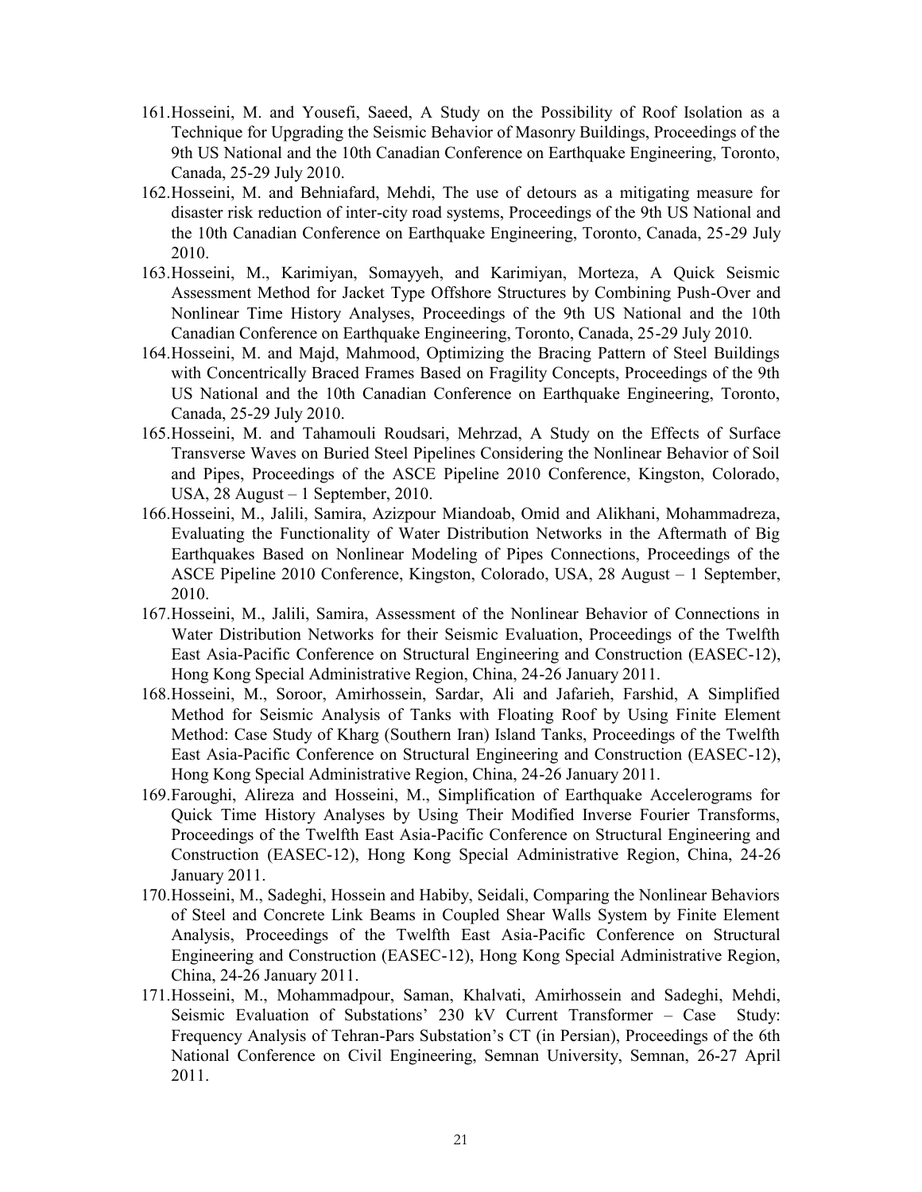161. Hosseini, M. and Yousefi, Saeed, A Study on the Possibility of Roof Isolation as a Technique for Upgrading the Seismic Behavior of Masonry Buildings, Proceedings of the 9th US National and the 10th Canadian Conference on Earthquake Engineering, Toronto, Canada, 25-29 July 2010.
162. Hosseini, M. and Behniafard, Mehdi, The use of detours as a mitigating measure for disaster risk reduction of inter-city road systems, Proceedings of the 9th US National and the 10th Canadian Conference on Earthquake Engineering, Toronto, Canada, 25-29 July 2010.
163. Hosseini, M., Karimiyan, Somayyeh, and Karimiyan, Morteza, A Quick Seismic Assessment Method for Jacket Type Offshore Structures by Combining Push-Over and Nonlinear Time History Analyses, Proceedings of the 9th US National and the 10th Canadian Conference on Earthquake Engineering, Toronto, Canada, 25-29 July 2010.
164. Hosseini, M. and Majd, Mahmood, Optimizing the Bracing Pattern of Steel Buildings with Concentrically Braced Frames Based on Fragility Concepts, Proceedings of the 9th US National and the 10th Canadian Conference on Earthquake Engineering, Toronto, Canada, 25-29 July 2010.
165. Hosseini, M. and Tahamouli Roudsari, Mehrzad, A Study on the Effects of Surface Transverse Waves on Buried Steel Pipelines Considering the Nonlinear Behavior of Soil and Pipes, Proceedings of the ASCE Pipeline 2010 Conference, Kingston, Colorado, USA, 28 August – 1 September, 2010.
166. Hosseini, M., Jalili, Samira, Azizpour Miandoab, Omid and Alikhani, Mohammadreza, Evaluating the Functionality of Water Distribution Networks in the Aftermath of Big Earthquakes Based on Nonlinear Modeling of Pipes Connections, Proceedings of the ASCE Pipeline 2010 Conference, Kingston, Colorado, USA, 28 August – 1 September, 2010.
167. Hosseini, M., Jalili, Samira, Assessment of the Nonlinear Behavior of Connections in Water Distribution Networks for their Seismic Evaluation, Proceedings of the Twelfth East Asia-Pacific Conference on Structural Engineering and Construction (EASEC-12), Hong Kong Special Administrative Region, China, 24-26 January 2011.
168. Hosseini, M., Soroor, Amirhossein, Sardar, Ali and Jafarieh, Farshid, A Simplified Method for Seismic Analysis of Tanks with Floating Roof by Using Finite Element Method: Case Study of Kharg (Southern Iran) Island Tanks, Proceedings of the Twelfth East Asia-Pacific Conference on Structural Engineering and Construction (EASEC-12), Hong Kong Special Administrative Region, China, 24-26 January 2011.
169. Faroughi, Alireza and Hosseini, M., Simplification of Earthquake Accelerograms for Quick Time History Analyses by Using Their Modified Inverse Fourier Transforms, Proceedings of the Twelfth East Asia-Pacific Conference on Structural Engineering and Construction (EASEC-12), Hong Kong Special Administrative Region, China, 24-26 January 2011.
170. Hosseini, M., Sadeghi, Hossein and Habiby, Seidali, Comparing the Nonlinear Behaviors of Steel and Concrete Link Beams in Coupled Shear Walls System by Finite Element Analysis, Proceedings of the Twelfth East Asia-Pacific Conference on Structural Engineering and Construction (EASEC-12), Hong Kong Special Administrative Region, China, 24-26 January 2011.
171. Hosseini, M., Mohammadpour, Saman, Khalvati, Amirhossein and Sadeghi, Mehdi, Seismic Evaluation of Substations' 230 kV Current Transformer – Case Study: Frequency Analysis of Tehran-Pars Substation's CT (in Persian), Proceedings of the 6th National Conference on Civil Engineering, Semnan University, Semnan, 26-27 April 2011.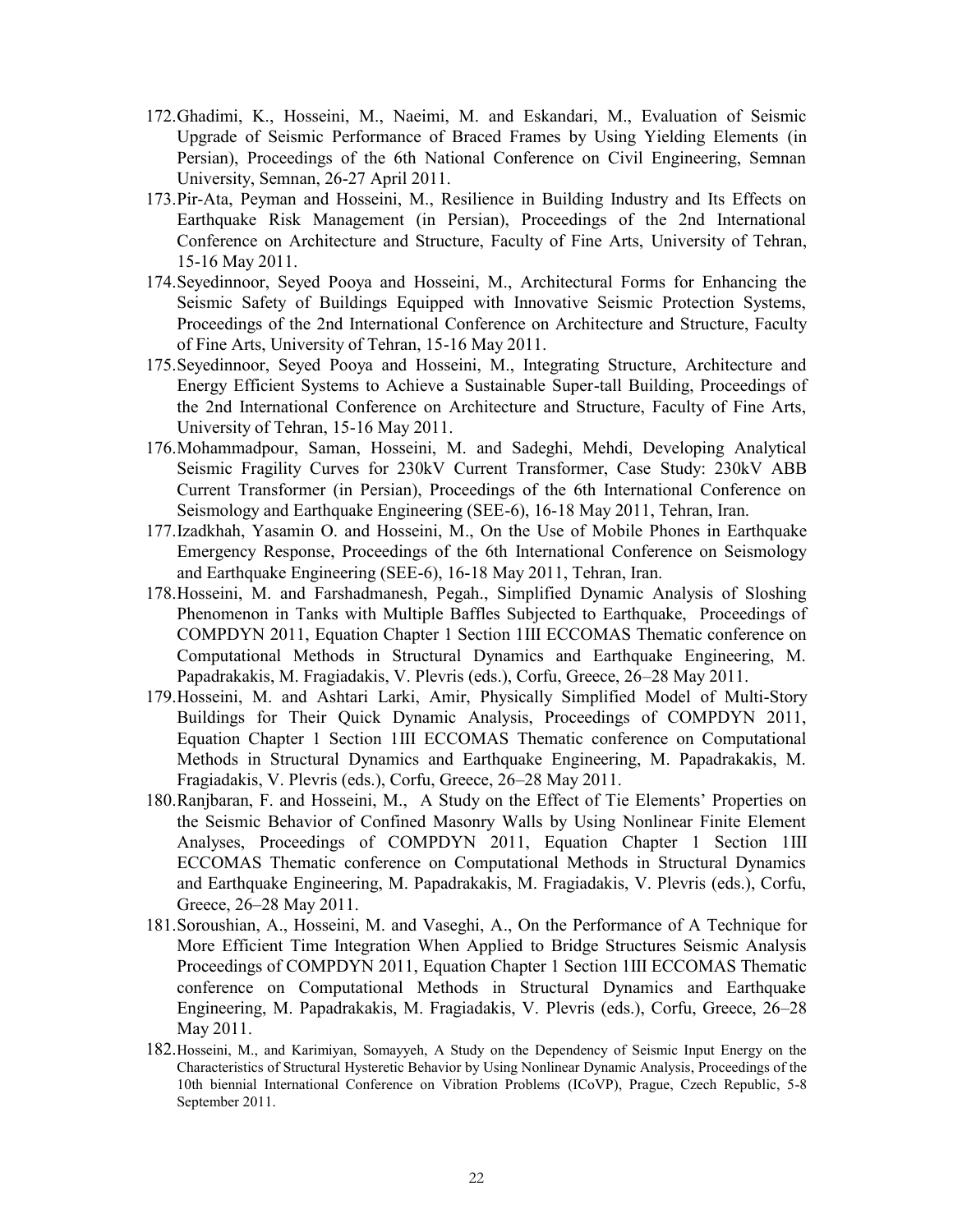172. Ghadimi, K., Hosseini, M., Naeimi, M. and Eskandari, M., Evaluation of Seismic Upgrade of Seismic Performance of Braced Frames by Using Yielding Elements (in Persian), Proceedings of the 6th National Conference on Civil Engineering, Semnan University, Semnan, 26-27 April 2011.
173. Pir-Ata, Peyman and Hosseini, M., Resilience in Building Industry and Its Effects on Earthquake Risk Management (in Persian), Proceedings of the 2nd International Conference on Architecture and Structure, Faculty of Fine Arts, University of Tehran, 15-16 May 2011.
174. Seyedinnoor, Seyed Pooya and Hosseini, M., Architectural Forms for Enhancing the Seismic Safety of Buildings Equipped with Innovative Seismic Protection Systems, Proceedings of the 2nd International Conference on Architecture and Structure, Faculty of Fine Arts, University of Tehran, 15-16 May 2011.
175. Seyedinnoor, Seyed Pooya and Hosseini, M., Integrating Structure, Architecture and Energy Efficient Systems to Achieve a Sustainable Super-tall Building, Proceedings of the 2nd International Conference on Architecture and Structure, Faculty of Fine Arts, University of Tehran, 15-16 May 2011.
176. Mohammadpour, Saman, Hosseini, M. and Sadeghi, Mehdi, Developing Analytical Seismic Fragility Curves for 230kV Current Transformer, Case Study: 230kV ABB Current Transformer (in Persian), Proceedings of the 6th International Conference on Seismology and Earthquake Engineering (SEE-6), 16-18 May 2011, Tehran, Iran.
177. Izadkhah, Yasamin O. and Hosseini, M., On the Use of Mobile Phones in Earthquake Emergency Response, Proceedings of the 6th International Conference on Seismology and Earthquake Engineering (SEE-6), 16-18 May 2011, Tehran, Iran.
178. Hosseini, M. and Farshadmanesh, Pegah., Simplified Dynamic Analysis of Sloshing Phenomenon in Tanks with Multiple Baffles Subjected to Earthquake, Proceedings of COMPDYN 2011, Equation Chapter 1 Section 1III ECCOMAS Thematic conference on Computational Methods in Structural Dynamics and Earthquake Engineering, M. Papadrakakis, M. Fragiadakis, V. Plevris (eds.), Corfu, Greece, 26–28 May 2011.
179. Hosseini, M. and Ashtari Larki, Amir, Physically Simplified Model of Multi-Story Buildings for Their Quick Dynamic Analysis, Proceedings of COMPDYN 2011, Equation Chapter 1 Section 1III ECCOMAS Thematic conference on Computational Methods in Structural Dynamics and Earthquake Engineering, M. Papadrakakis, M. Fragiadakis, V. Plevris (eds.), Corfu, Greece, 26–28 May 2011.
180. Ranjbaran, F. and Hosseini, M., A Study on the Effect of Tie Elements' Properties on the Seismic Behavior of Confined Masonry Walls by Using Nonlinear Finite Element Analyses, Proceedings of COMPDYN 2011, Equation Chapter 1 Section 1III ECCOMAS Thematic conference on Computational Methods in Structural Dynamics and Earthquake Engineering, M. Papadrakakis, M. Fragiadakis, V. Plevris (eds.), Corfu, Greece, 26–28 May 2011.
181. Soroushian, A., Hosseini, M. and Vaseghi, A., On the Performance of A Technique for More Efficient Time Integration When Applied to Bridge Structures Seismic Analysis Proceedings of COMPDYN 2011, Equation Chapter 1 Section 1III ECCOMAS Thematic conference on Computational Methods in Structural Dynamics and Earthquake Engineering, M. Papadrakakis, M. Fragiadakis, V. Plevris (eds.), Corfu, Greece, 26–28 May 2011.
182. Hosseini, M., and Karimiyan, Somayyeh, A Study on the Dependency of Seismic Input Energy on the Characteristics of Structural Hysteretic Behavior by Using Nonlinear Dynamic Analysis, Proceedings of the 10th biennial International Conference on Vibration Problems (ICoVP), Prague, Czech Republic, 5-8 September 2011.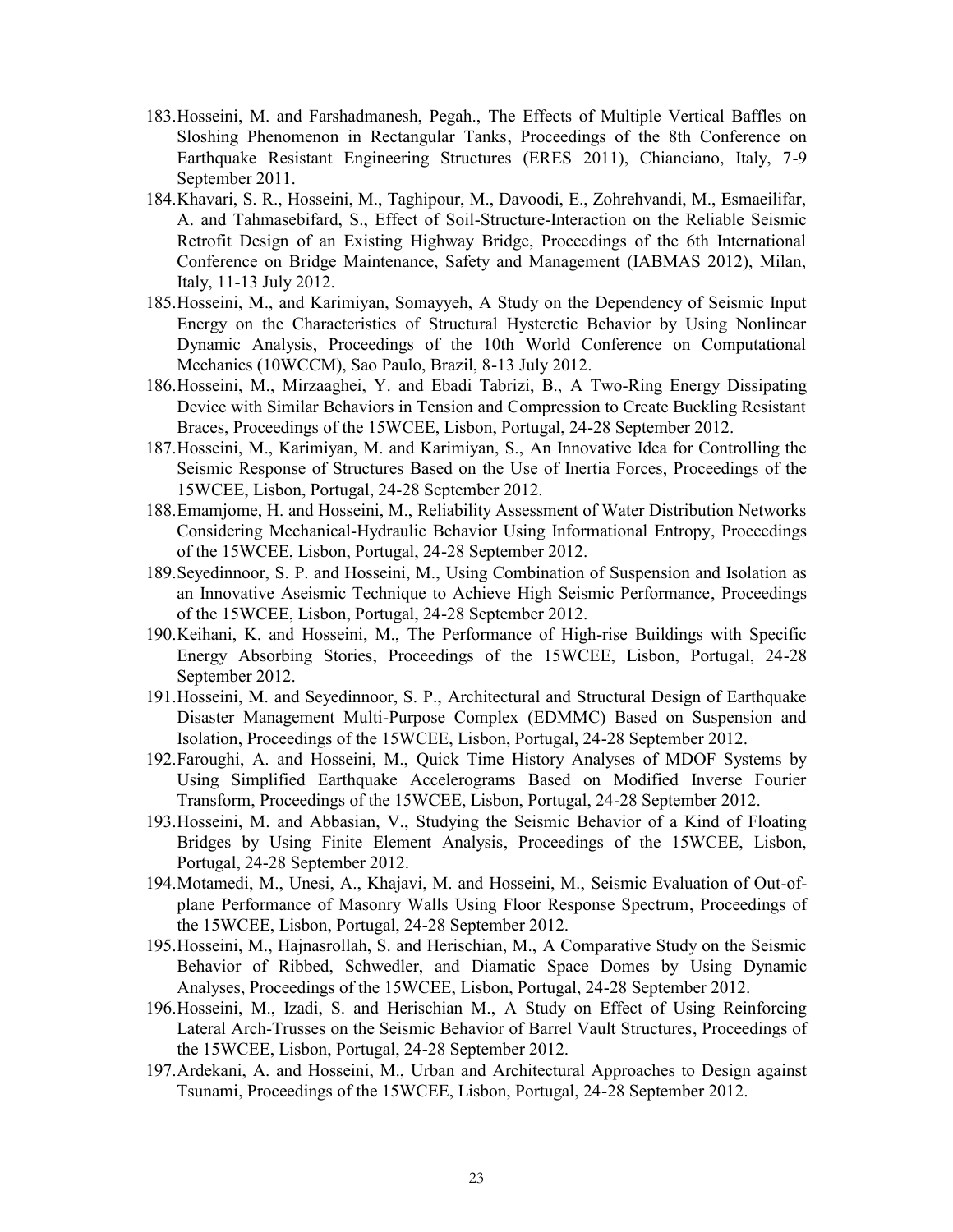183. Hosseini, M. and Farshadmanesh, Pegah., The Effects of Multiple Vertical Baffles on Sloshing Phenomenon in Rectangular Tanks, Proceedings of the 8th Conference on Earthquake Resistant Engineering Structures (ERES 2011), Chianciano, Italy, 7-9 September 2011.
184. Khavari, S. R., Hosseini, M., Taghipour, M., Davoodi, E., Zohrehvandi, M., Esmaeilifar, A. and Tahmasebifard, S., Effect of Soil-Structure-Interaction on the Reliable Seismic Retrofit Design of an Existing Highway Bridge, Proceedings of the 6th International Conference on Bridge Maintenance, Safety and Management (IABMAS 2012), Milan, Italy, 11-13 July 2012.
185. Hosseini, M., and Karimiyan, Somayyeh, A Study on the Dependency of Seismic Input Energy on the Characteristics of Structural Hysteretic Behavior by Using Nonlinear Dynamic Analysis, Proceedings of the 10th World Conference on Computational Mechanics (10WCCM), Sao Paulo, Brazil, 8-13 July 2012.
186. Hosseini, M., Mirzaaghei, Y. and Ebadi Tabrizi, B., A Two-Ring Energy Dissipating Device with Similar Behaviors in Tension and Compression to Create Buckling Resistant Braces, Proceedings of the 15WCEE, Lisbon, Portugal, 24-28 September 2012.
187. Hosseini, M., Karimiyan, M. and Karimiyan, S., An Innovative Idea for Controlling the Seismic Response of Structures Based on the Use of Inertia Forces, Proceedings of the 15WCEE, Lisbon, Portugal, 24-28 September 2012.
188. Emamjome, H. and Hosseini, M., Reliability Assessment of Water Distribution Networks Considering Mechanical-Hydraulic Behavior Using Informational Entropy, Proceedings of the 15WCEE, Lisbon, Portugal, 24-28 September 2012.
189. Seyedinnoor, S. P. and Hosseini, M., Using Combination of Suspension and Isolation as an Innovative Aseismic Technique to Achieve High Seismic Performance, Proceedings of the 15WCEE, Lisbon, Portugal, 24-28 September 2012.
190. Keihani, K. and Hosseini, M., The Performance of High-rise Buildings with Specific Energy Absorbing Stories, Proceedings of the 15WCEE, Lisbon, Portugal, 24-28 September 2012.
191. Hosseini, M. and Seyedinnoor, S. P., Architectural and Structural Design of Earthquake Disaster Management Multi-Purpose Complex (EDMMC) Based on Suspension and Isolation, Proceedings of the 15WCEE, Lisbon, Portugal, 24-28 September 2012.
192. Faroughi, A. and Hosseini, M., Quick Time History Analyses of MDOF Systems by Using Simplified Earthquake Accelerograms Based on Modified Inverse Fourier Transform, Proceedings of the 15WCEE, Lisbon, Portugal, 24-28 September 2012.
193. Hosseini, M. and Abbasian, V., Studying the Seismic Behavior of a Kind of Floating Bridges by Using Finite Element Analysis, Proceedings of the 15WCEE, Lisbon, Portugal, 24-28 September 2012.
194. Motamedi, M., Unesi, A., Khajavi, M. and Hosseini, M., Seismic Evaluation of Out-of-plane Performance of Masonry Walls Using Floor Response Spectrum, Proceedings of the 15WCEE, Lisbon, Portugal, 24-28 September 2012.
195. Hosseini, M., Hajnasrollah, S. and Herischian, M., A Comparative Study on the Seismic Behavior of Ribbed, Schwedler, and Diamatic Space Domes by Using Dynamic Analyses, Proceedings of the 15WCEE, Lisbon, Portugal, 24-28 September 2012.
196. Hosseini, M., Izadi, S. and Herischian M., A Study on Effect of Using Reinforcing Lateral Arch-Trusses on the Seismic Behavior of Barrel Vault Structures, Proceedings of the 15WCEE, Lisbon, Portugal, 24-28 September 2012.
197. Ardekani, A. and Hosseini, M., Urban and Architectural Approaches to Design against Tsunami, Proceedings of the 15WCEE, Lisbon, Portugal, 24-28 September 2012.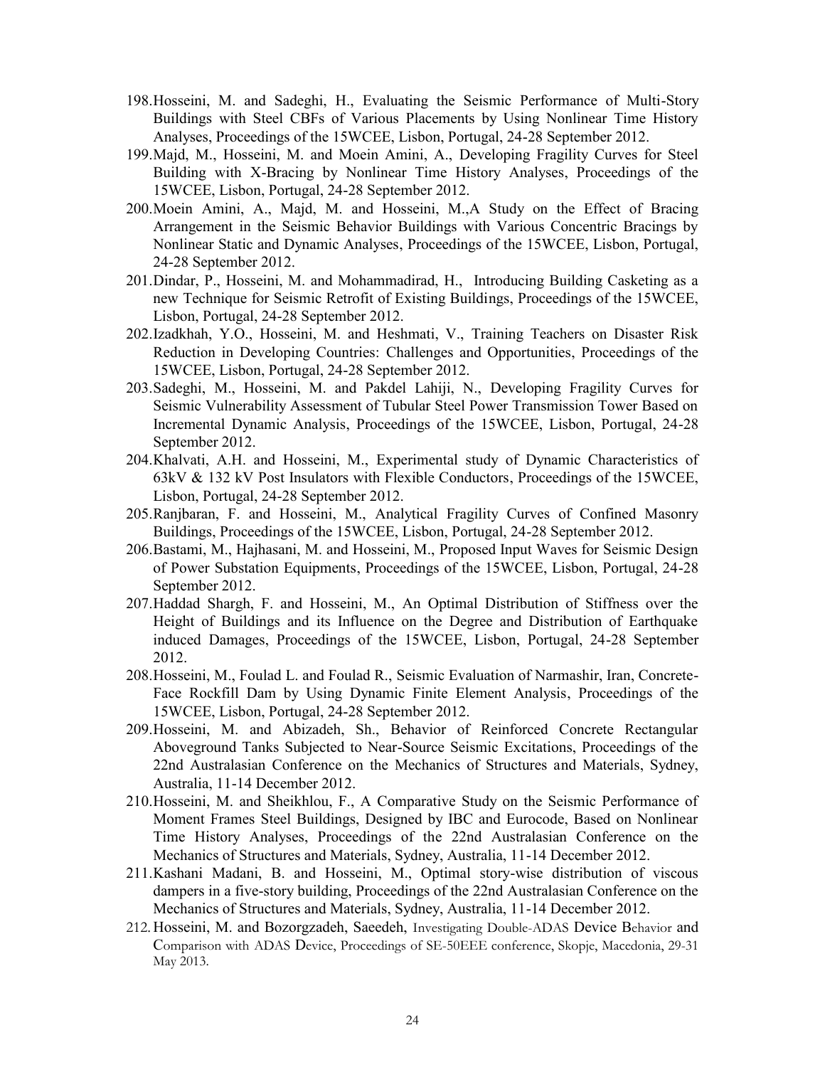198. Hosseini, M. and Sadeghi, H., Evaluating the Seismic Performance of Multi-Story Buildings with Steel CBFs of Various Placements by Using Nonlinear Time History Analyses, Proceedings of the 15WCEE, Lisbon, Portugal, 24-28 September 2012.
199. Majd, M., Hosseini, M. and Moein Amini, A., Developing Fragility Curves for Steel Building with X-Bracing by Nonlinear Time History Analyses, Proceedings of the 15WCEE, Lisbon, Portugal, 24-28 September 2012.
200. Moein Amini, A., Majd, M. and Hosseini, M.,A Study on the Effect of Bracing Arrangement in the Seismic Behavior Buildings with Various Concentric Bracings by Nonlinear Static and Dynamic Analyses, Proceedings of the 15WCEE, Lisbon, Portugal, 24-28 September 2012.
201. Dindar, P., Hosseini, M. and Mohammadirad, H., Introducing Building Casketing as a new Technique for Seismic Retrofit of Existing Buildings, Proceedings of the 15WCEE, Lisbon, Portugal, 24-28 September 2012.
202. Izadkhah, Y.O., Hosseini, M. and Heshmati, V., Training Teachers on Disaster Risk Reduction in Developing Countries: Challenges and Opportunities, Proceedings of the 15WCEE, Lisbon, Portugal, 24-28 September 2012.
203. Sadeghi, M., Hosseini, M. and Pakdel Lahiji, N., Developing Fragility Curves for Seismic Vulnerability Assessment of Tubular Steel Power Transmission Tower Based on Incremental Dynamic Analysis, Proceedings of the 15WCEE, Lisbon, Portugal, 24-28 September 2012.
204. Khalvati, A.H. and Hosseini, M., Experimental study of Dynamic Characteristics of 63kV & 132 kV Post Insulators with Flexible Conductors, Proceedings of the 15WCEE, Lisbon, Portugal, 24-28 September 2012.
205. Ranjbaran, F. and Hosseini, M., Analytical Fragility Curves of Confined Masonry Buildings, Proceedings of the 15WCEE, Lisbon, Portugal, 24-28 September 2012.
206. Bastami, M., Hajhasani, M. and Hosseini, M., Proposed Input Waves for Seismic Design of Power Substation Equipments, Proceedings of the 15WCEE, Lisbon, Portugal, 24-28 September 2012.
207. Haddad Shargh, F. and Hosseini, M., An Optimal Distribution of Stiffness over the Height of Buildings and its Influence on the Degree and Distribution of Earthquake induced Damages, Proceedings of the 15WCEE, Lisbon, Portugal, 24-28 September 2012.
208. Hosseini, M., Foulad L. and Foulad R., Seismic Evaluation of Narmashir, Iran, Concrete-Face Rockfill Dam by Using Dynamic Finite Element Analysis, Proceedings of the 15WCEE, Lisbon, Portugal, 24-28 September 2012.
209. Hosseini, M. and Abizadeh, Sh., Behavior of Reinforced Concrete Rectangular Aboveground Tanks Subjected to Near-Source Seismic Excitations, Proceedings of the 22nd Australasian Conference on the Mechanics of Structures and Materials, Sydney, Australia, 11-14 December 2012.
210. Hosseini, M. and Sheikhlou, F., A Comparative Study on the Seismic Performance of Moment Frames Steel Buildings, Designed by IBC and Eurocode, Based on Nonlinear Time History Analyses, Proceedings of the 22nd Australasian Conference on the Mechanics of Structures and Materials, Sydney, Australia, 11-14 December 2012.
211. Kashani Madani, B. and Hosseini, M., Optimal story-wise distribution of viscous dampers in a five-story building, Proceedings of the 22nd Australasian Conference on the Mechanics of Structures and Materials, Sydney, Australia, 11-14 December 2012.
212. Hosseini, M. and Bozorgzadeh, Saeedeh, Investigating Double-ADAS Device Behavior and Comparison with ADAS Device, Proceedings of SE-50EEE conference, Skopje, Macedonia, 29-31 May 2013.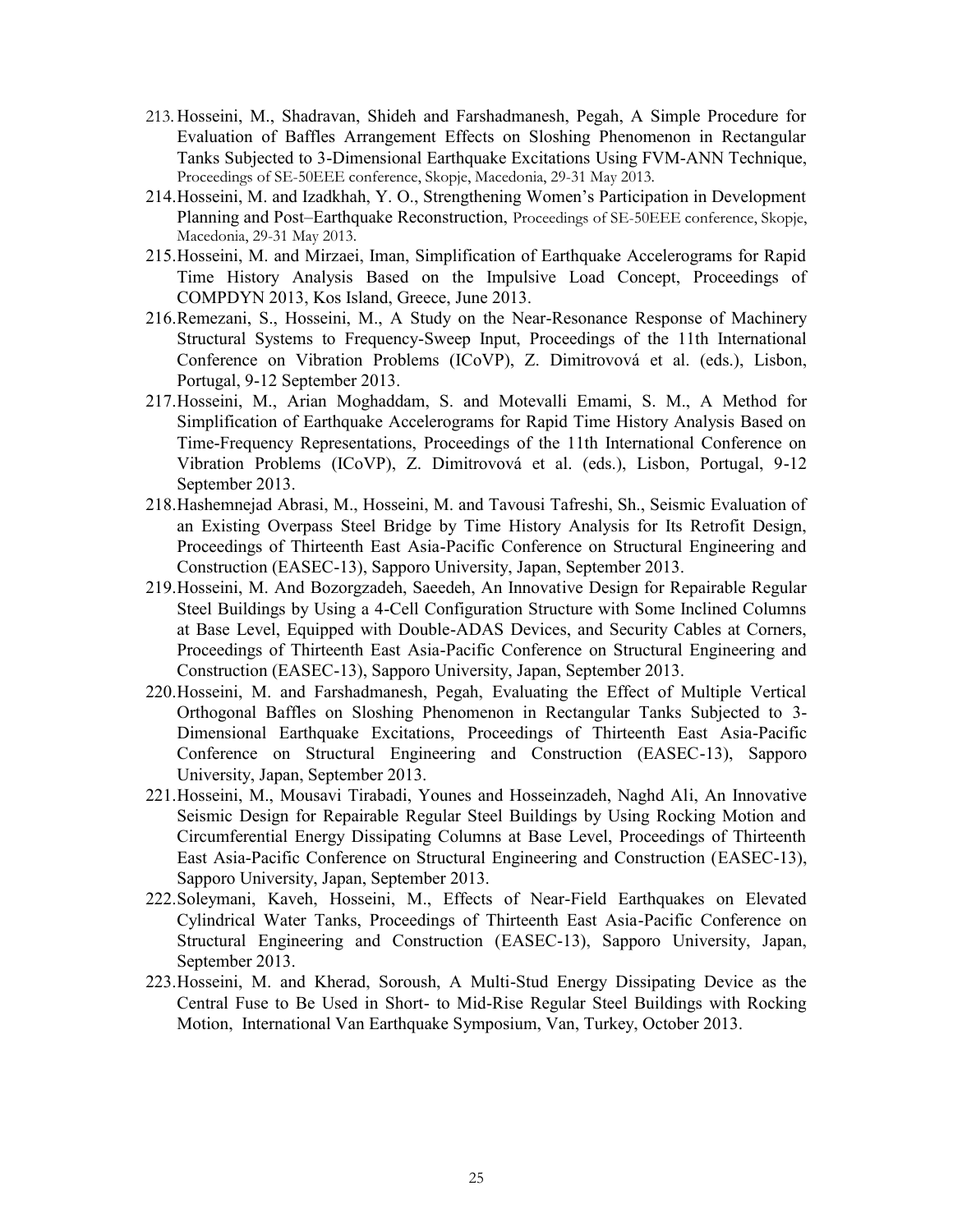213. Hosseini, M., Shadravan, Shideh and Farshadmanesh, Pegah, A Simple Procedure for Evaluation of Baffles Arrangement Effects on Sloshing Phenomenon in Rectangular Tanks Subjected to 3-Dimensional Earthquake Excitations Using FVM-ANN Technique, Proceedings of SE-50EEE conference, Skopje, Macedonia, 29-31 May 2013.
214. Hosseini, M. and Izadkhah, Y. O., Strengthening Women's Participation in Development Planning and Post–Earthquake Reconstruction, Proceedings of SE-50EEE conference, Skopje, Macedonia, 29-31 May 2013.
215. Hosseini, M. and Mirzaei, Iman, Simplification of Earthquake Accelerograms for Rapid Time History Analysis Based on the Impulsive Load Concept, Proceedings of COMPDYN 2013, Kos Island, Greece, June 2013.
216. Remezani, S., Hosseini, M., A Study on the Near-Resonance Response of Machinery Structural Systems to Frequency-Sweep Input, Proceedings of the 11th International Conference on Vibration Problems (ICoVP), Z. Dimitrovová et al. (eds.), Lisbon, Portugal, 9-12 September 2013.
217. Hosseini, M., Arian Moghaddam, S. and Motevalli Emami, S. M., A Method for Simplification of Earthquake Accelerograms for Rapid Time History Analysis Based on Time-Frequency Representations, Proceedings of the 11th International Conference on Vibration Problems (ICoVP), Z. Dimitrovová et al. (eds.), Lisbon, Portugal, 9-12 September 2013.
218. Hashemnejad Abrasi, M., Hosseini, M. and Tavousi Tafreshi, Sh., Seismic Evaluation of an Existing Overpass Steel Bridge by Time History Analysis for Its Retrofit Design, Proceedings of Thirteenth East Asia-Pacific Conference on Structural Engineering and Construction (EASEC-13), Sapporo University, Japan, September 2013.
219. Hosseini, M. And Bozorgzadeh, Saeedeh, An Innovative Design for Repairable Regular Steel Buildings by Using a 4-Cell Configuration Structure with Some Inclined Columns at Base Level, Equipped with Double-ADAS Devices, and Security Cables at Corners, Proceedings of Thirteenth East Asia-Pacific Conference on Structural Engineering and Construction (EASEC-13), Sapporo University, Japan, September 2013.
220. Hosseini, M. and Farshadmanesh, Pegah, Evaluating the Effect of Multiple Vertical Orthogonal Baffles on Sloshing Phenomenon in Rectangular Tanks Subjected to 3-Dimensional Earthquake Excitations, Proceedings of Thirteenth East Asia-Pacific Conference on Structural Engineering and Construction (EASEC-13), Sapporo University, Japan, September 2013.
221. Hosseini, M., Mousavi Tirabadi, Younes and Hosseinzadeh, Naghd Ali, An Innovative Seismic Design for Repairable Regular Steel Buildings by Using Rocking Motion and Circumferential Energy Dissipating Columns at Base Level, Proceedings of Thirteenth East Asia-Pacific Conference on Structural Engineering and Construction (EASEC-13), Sapporo University, Japan, September 2013.
222. Soleymani, Kaveh, Hosseini, M., Effects of Near-Field Earthquakes on Elevated Cylindrical Water Tanks, Proceedings of Thirteenth East Asia-Pacific Conference on Structural Engineering and Construction (EASEC-13), Sapporo University, Japan, September 2013.
223. Hosseini, M. and Kherad, Soroush, A Multi-Stud Energy Dissipating Device as the Central Fuse to Be Used in Short- to Mid-Rise Regular Steel Buildings with Rocking Motion, International Van Earthquake Symposium, Van, Turkey, October 2013.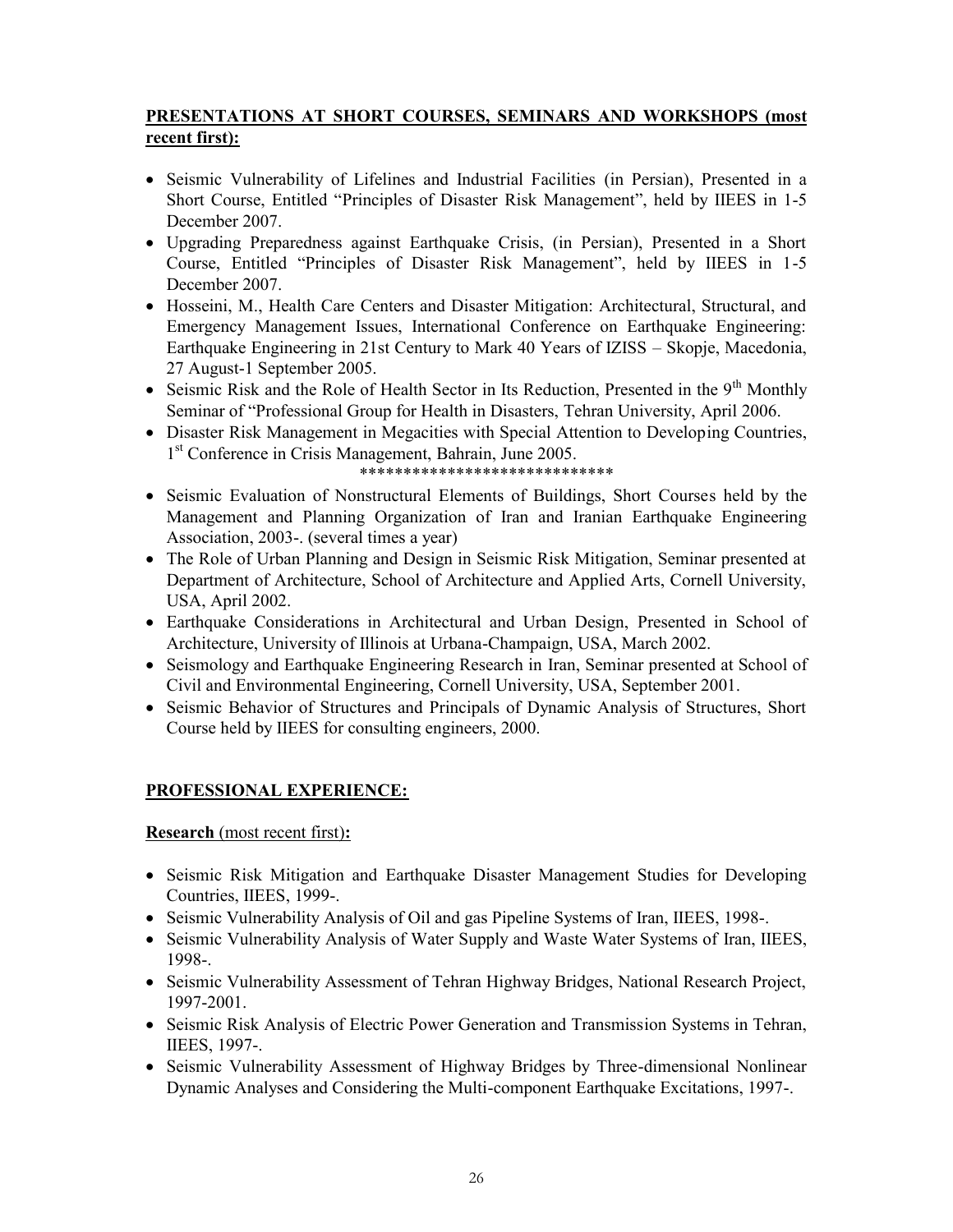**PRESENTATIONS AT SHORT COURSES, SEMINARS AND WORKSHOPS (most recent first):**

- Seismic Vulnerability of Lifelines and Industrial Facilities (in Persian), Presented in a Short Course, Entitled "Principles of Disaster Risk Management", held by IIEES in 1-5 December 2007.
- Upgrading Preparedness against Earthquake Crisis, (in Persian), Presented in a Short Course, Entitled "Principles of Disaster Risk Management", held by IIEES in 1-5 December 2007.
- Hosseini, M., Health Care Centers and Disaster Mitigation: Architectural, Structural, and Emergency Management Issues, International Conference on Earthquake Engineering: Earthquake Engineering in 21st Century to Mark 40 Years of IZISS – Skopje, Macedonia, 27 August-1 September 2005.
- Seismic Risk and the Role of Health Sector in Its Reduction, Presented in the 9th Monthly Seminar of "Professional Group for Health in Disasters, Tehran University, April 2006.
- Disaster Risk Management in Megacities with Special Attention to Developing Countries, 1st Conference in Crisis Management, Bahrain, June 2005.

*****************************

- Seismic Evaluation of Nonstructural Elements of Buildings, Short Courses held by the Management and Planning Organization of Iran and Iranian Earthquake Engineering Association, 2003-. (several times a year)
- The Role of Urban Planning and Design in Seismic Risk Mitigation, Seminar presented at Department of Architecture, School of Architecture and Applied Arts, Cornell University, USA, April 2002.
- Earthquake Considerations in Architectural and Urban Design, Presented in School of Architecture, University of Illinois at Urbana-Champaign, USA, March 2002.
- Seismology and Earthquake Engineering Research in Iran, Seminar presented at School of Civil and Environmental Engineering, Cornell University, USA, September 2001.
- Seismic Behavior of Structures and Principals of Dynamic Analysis of Structures, Short Course held by IIEES for consulting engineers, 2000.

**PROFESSIONAL EXPERIENCE:**

**Research** (most recent first)**:**

- Seismic Risk Mitigation and Earthquake Disaster Management Studies for Developing Countries, IIEES, 1999-.
- Seismic Vulnerability Analysis of Oil and gas Pipeline Systems of Iran, IIEES, 1998-.
- Seismic Vulnerability Analysis of Water Supply and Waste Water Systems of Iran, IIEES, 1998-.
- Seismic Vulnerability Assessment of Tehran Highway Bridges, National Research Project, 1997-2001.
- Seismic Risk Analysis of Electric Power Generation and Transmission Systems in Tehran, IIEES, 1997-.
- Seismic Vulnerability Assessment of Highway Bridges by Three-dimensional Nonlinear Dynamic Analyses and Considering the Multi-component Earthquake Excitations, 1997-.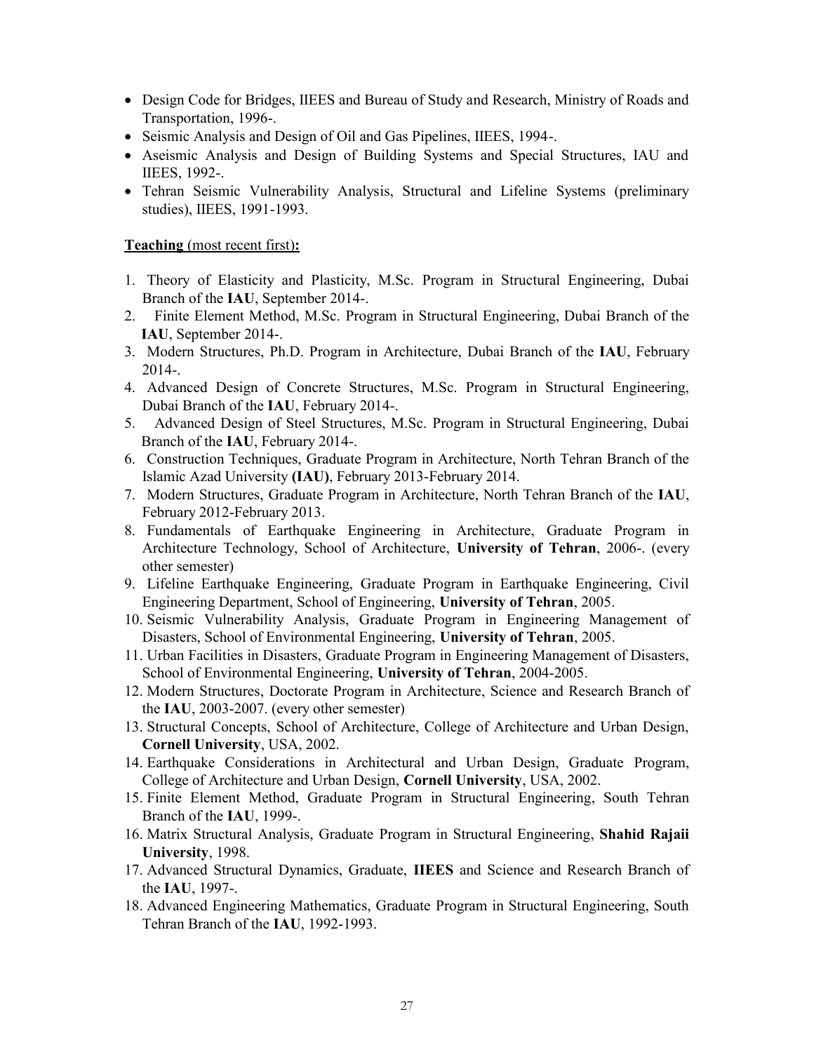- Design Code for Bridges, IIEES and Bureau of Study and Research, Ministry of Roads and Transportation, 1996-.
- Seismic Analysis and Design of Oil and Gas Pipelines, IIEES, 1994-.
- Aseismic Analysis and Design of Building Systems and Special Structures, IAU and IIEES, 1992-.
- Tehran Seismic Vulnerability Analysis, Structural and Lifeline Systems (preliminary studies), IIEES, 1991-1993.

**Teaching** (most recent first)**:**

1. Theory of Elasticity and Plasticity, M.Sc. Program in Structural Engineering, Dubai Branch of the **IAU**, September 2014-.
2. Finite Element Method, M.Sc. Program in Structural Engineering, Dubai Branch of the **IAU**, September 2014-.
3. Modern Structures, Ph.D. Program in Architecture, Dubai Branch of the **IAU**, February 2014-.
4. Advanced Design of Concrete Structures, M.Sc. Program in Structural Engineering, Dubai Branch of the **IAU**, February 2014-.
5. Advanced Design of Steel Structures, M.Sc. Program in Structural Engineering, Dubai Branch of the **IAU**, February 2014-.
6. Construction Techniques, Graduate Program in Architecture, North Tehran Branch of the Islamic Azad University **(IAU)**, February 2013-February 2014.
7. Modern Structures, Graduate Program in Architecture, North Tehran Branch of the **IAU**, February 2012-February 2013.
8. Fundamentals of Earthquake Engineering in Architecture, Graduate Program in Architecture Technology, School of Architecture, **University of Tehran**, 2006-. (every other semester)
9. Lifeline Earthquake Engineering, Graduate Program in Earthquake Engineering, Civil Engineering Department, School of Engineering, **University of Tehran**, 2005.
10. Seismic Vulnerability Analysis, Graduate Program in Engineering Management of Disasters, School of Environmental Engineering, **University of Tehran**, 2005.
11. Urban Facilities in Disasters, Graduate Program in Engineering Management of Disasters, School of Environmental Engineering, **University of Tehran**, 2004-2005.
12. Modern Structures, Doctorate Program in Architecture, Science and Research Branch of the **IAU**, 2003-2007. (every other semester)
13. Structural Concepts, School of Architecture, College of Architecture and Urban Design, **Cornell University**, USA, 2002.
14. Earthquake Considerations in Architectural and Urban Design, Graduate Program, College of Architecture and Urban Design, **Cornell University**, USA, 2002.
15. Finite Element Method, Graduate Program in Structural Engineering, South Tehran Branch of the **IAU**, 1999-.
16. Matrix Structural Analysis, Graduate Program in Structural Engineering, **Shahid Rajaii University**, 1998.
17. Advanced Structural Dynamics, Graduate, **IIEES** and Science and Research Branch of the **IAU**, 1997-.
18. Advanced Engineering Mathematics, Graduate Program in Structural Engineering, South Tehran Branch of the **IAU**, 1992-1993.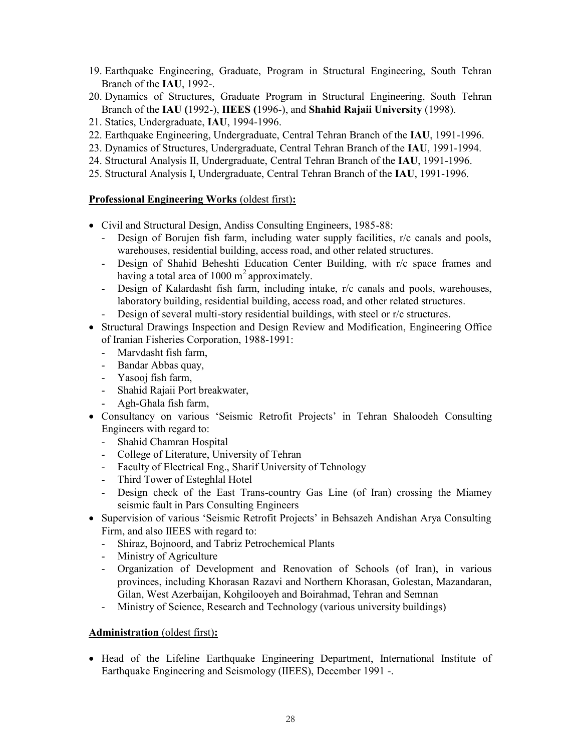19. Earthquake Engineering, Graduate, Program in Structural Engineering, South Tehran Branch of the **IAU**, 1992-.
20. Dynamics of Structures, Graduate Program in Structural Engineering, South Tehran Branch of the **IAU (**1992-), **IIEES (**1996-), and **Shahid Rajaii University** (1998).
21. Statics, Undergraduate, **IAU**, 1994-1996.
22. Earthquake Engineering, Undergraduate, Central Tehran Branch of the **IAU**, 1991-1996.
23. Dynamics of Structures, Undergraduate, Central Tehran Branch of the **IAU**, 1991-1994.
24. Structural Analysis II, Undergraduate, Central Tehran Branch of the **IAU**, 1991-1996.
25. Structural Analysis I, Undergraduate, Central Tehran Branch of the **IAU**, 1991-1996.

**Professional Engineering Works** (oldest first)**:**

- Civil and Structural Design, Andiss Consulting Engineers, 1985-88:
  - Design of Borujen fish farm, including water supply facilities, r/c canals and pools, warehouses, residential building, access road, and other related structures.
  - Design of Shahid Beheshti Education Center Building, with r/c space frames and having a total area of 1000 $m^2$ approximately.
  - Design of Kalardasht fish farm, including intake, r/c canals and pools, warehouses, laboratory building, residential building, access road, and other related structures.
  - Design of several multi-story residential buildings, with steel or r/c structures.
- Structural Drawings Inspection and Design Review and Modification, Engineering Office of Iranian Fisheries Corporation, 1988-1991:
  - Marvdasht fish farm,
  - Bandar Abbas quay,
  - Yasooj fish farm,
  - Shahid Rajaii Port breakwater,
  - Agh-Ghala fish farm,
- Consultancy on various 'Seismic Retrofit Projects' in Tehran Shaloodeh Consulting Engineers with regard to:
  - Shahid Chamran Hospital
  - College of Literature, University of Tehran
  - Faculty of Electrical Eng., Sharif University of Tehnology
  - Third Tower of Esteghlal Hotel
  - Design check of the East Trans-country Gas Line (of Iran) crossing the Miamey seismic fault in Pars Consulting Engineers
- Supervision of various 'Seismic Retrofit Projects' in Behsazeh Andishan Arya Consulting Firm, and also IIEES with regard to:
  - Shiraz, Bojnoord, and Tabriz Petrochemical Plants
  - Ministry of Agriculture
  - Organization of Development and Renovation of Schools (of Iran), in various provinces, including Khorasan Razavi and Northern Khorasan, Golestan, Mazandaran, Gilan, West Azerbaijan, Kohgilooyeh and Boirahmad, Tehran and Semnan
  - Ministry of Science, Research and Technology (various university buildings)

**Administration** (oldest first)**:**

- Head of the Lifeline Earthquake Engineering Department, International Institute of Earthquake Engineering and Seismology (IIEES), December 1991 -.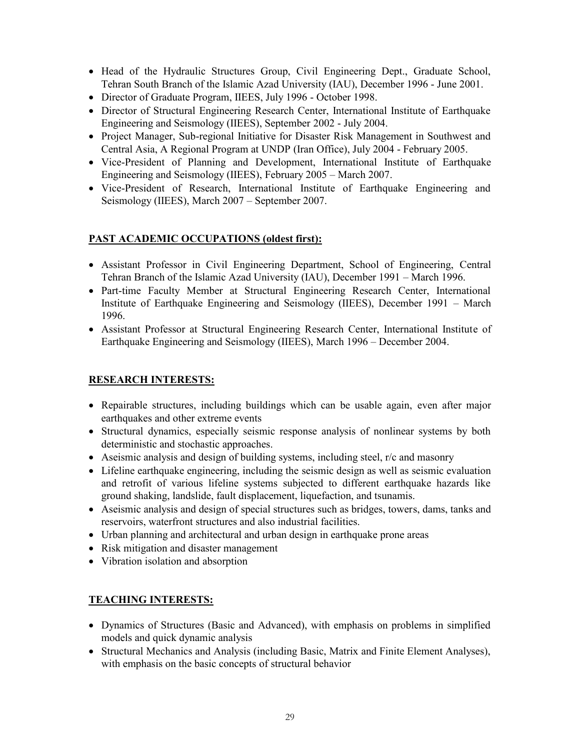- Head of the Hydraulic Structures Group, Civil Engineering Dept., Graduate School, Tehran South Branch of the Islamic Azad University (IAU), December 1996 - June 2001.
- Director of Graduate Program, IIEES, July 1996 - October 1998.
- Director of Structural Engineering Research Center, International Institute of Earthquake Engineering and Seismology (IIEES), September 2002 - July 2004.
- Project Manager, Sub-regional Initiative for Disaster Risk Management in Southwest and Central Asia, A Regional Program at UNDP (Iran Office), July 2004 - February 2005.
- Vice-President of Planning and Development, International Institute of Earthquake Engineering and Seismology (IIEES), February 2005 – March 2007.
- Vice-President of Research, International Institute of Earthquake Engineering and Seismology (IIEES), March 2007 – September 2007.

**PAST ACADEMIC OCCUPATIONS (oldest first):**

- Assistant Professor in Civil Engineering Department, School of Engineering, Central Tehran Branch of the Islamic Azad University (IAU), December 1991 – March 1996.
- Part-time Faculty Member at Structural Engineering Research Center, International Institute of Earthquake Engineering and Seismology (IIEES), December 1991 – March 1996.
- Assistant Professor at Structural Engineering Research Center, International Institute of Earthquake Engineering and Seismology (IIEES), March 1996 – December 2004.

**RESEARCH INTERESTS:**

- Repairable structures, including buildings which can be usable again, even after major earthquakes and other extreme events
- Structural dynamics, especially seismic response analysis of nonlinear systems by both deterministic and stochastic approaches.
- Aseismic analysis and design of building systems, including steel, r/c and masonry
- Lifeline earthquake engineering, including the seismic design as well as seismic evaluation and retrofit of various lifeline systems subjected to different earthquake hazards like ground shaking, landslide, fault displacement, liquefaction, and tsunamis.
- Aseismic analysis and design of special structures such as bridges, towers, dams, tanks and reservoirs, waterfront structures and also industrial facilities.
- Urban planning and architectural and urban design in earthquake prone areas
- Risk mitigation and disaster management
- Vibration isolation and absorption

**TEACHING INTERESTS:**

- Dynamics of Structures (Basic and Advanced), with emphasis on problems in simplified models and quick dynamic analysis
- Structural Mechanics and Analysis (including Basic, Matrix and Finite Element Analyses), with emphasis on the basic concepts of structural behavior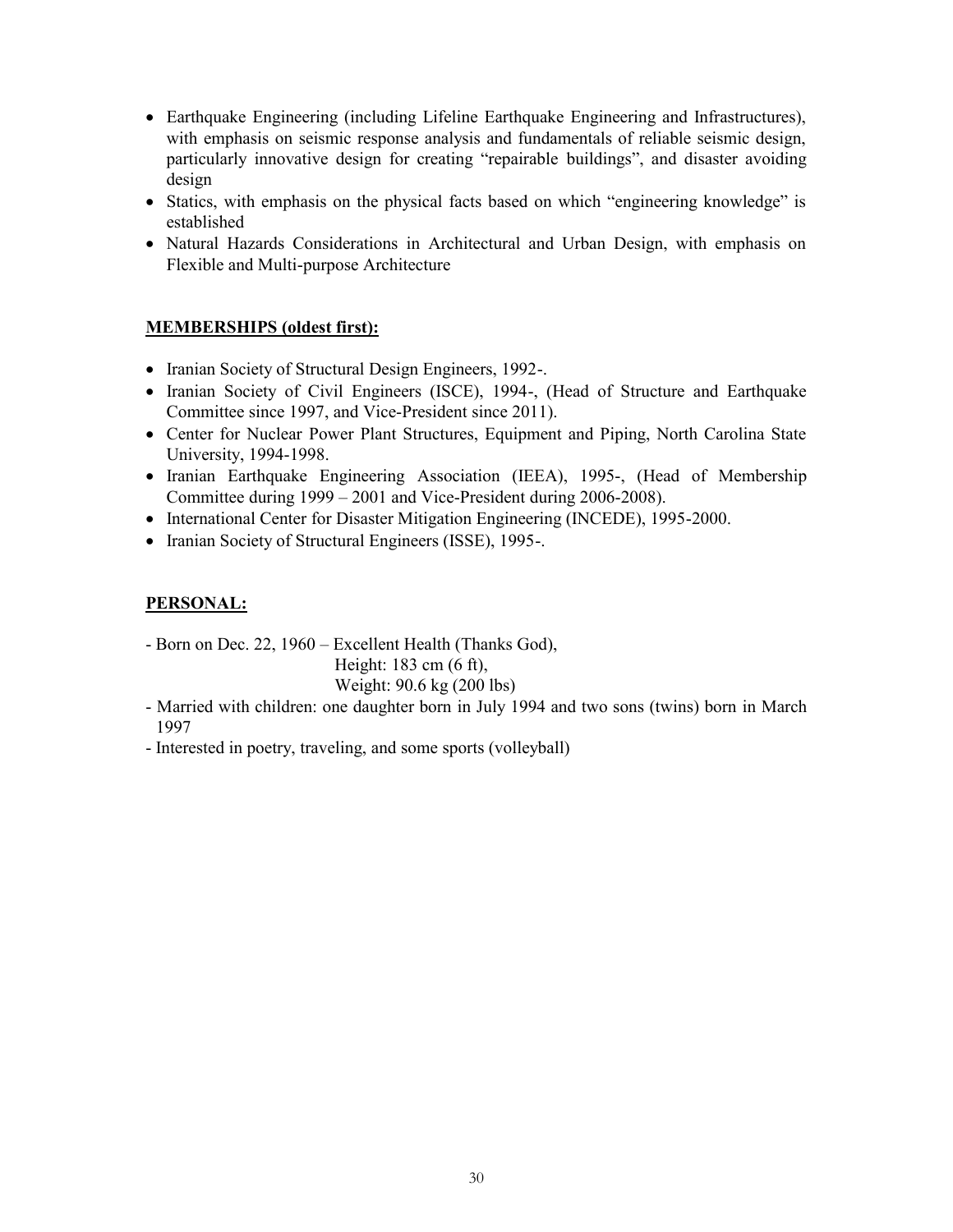- Earthquake Engineering (including Lifeline Earthquake Engineering and Infrastructures), with emphasis on seismic response analysis and fundamentals of reliable seismic design, particularly innovative design for creating "repairable buildings", and disaster avoiding design
- Statics, with emphasis on the physical facts based on which "engineering knowledge" is established
- Natural Hazards Considerations in Architectural and Urban Design, with emphasis on Flexible and Multi-purpose Architecture

## **MEMBERSHIPS (oldest first):**

- Iranian Society of Structural Design Engineers, 1992-.
- Iranian Society of Civil Engineers (ISCE), 1994-, (Head of Structure and Earthquake Committee since 1997, and Vice-President since 2011).
- Center for Nuclear Power Plant Structures, Equipment and Piping, North Carolina State University, 1994-1998.
- Iranian Earthquake Engineering Association (IEEA), 1995-, (Head of Membership Committee during 1999 – 2001 and Vice-President during 2006-2008).
- International Center for Disaster Mitigation Engineering (INCEDE), 1995-2000.
- Iranian Society of Structural Engineers (ISSE), 1995-.

## **PERSONAL:**

- Born on Dec. 22, 1960 – Excellent Health (Thanks God),
  Height: 183 cm (6 ft),
  Weight: 90.6 kg (200 lbs)
- Married with children: one daughter born in July 1994 and two sons (twins) born in March 1997
- Interested in poetry, traveling, and some sports (volleyball)